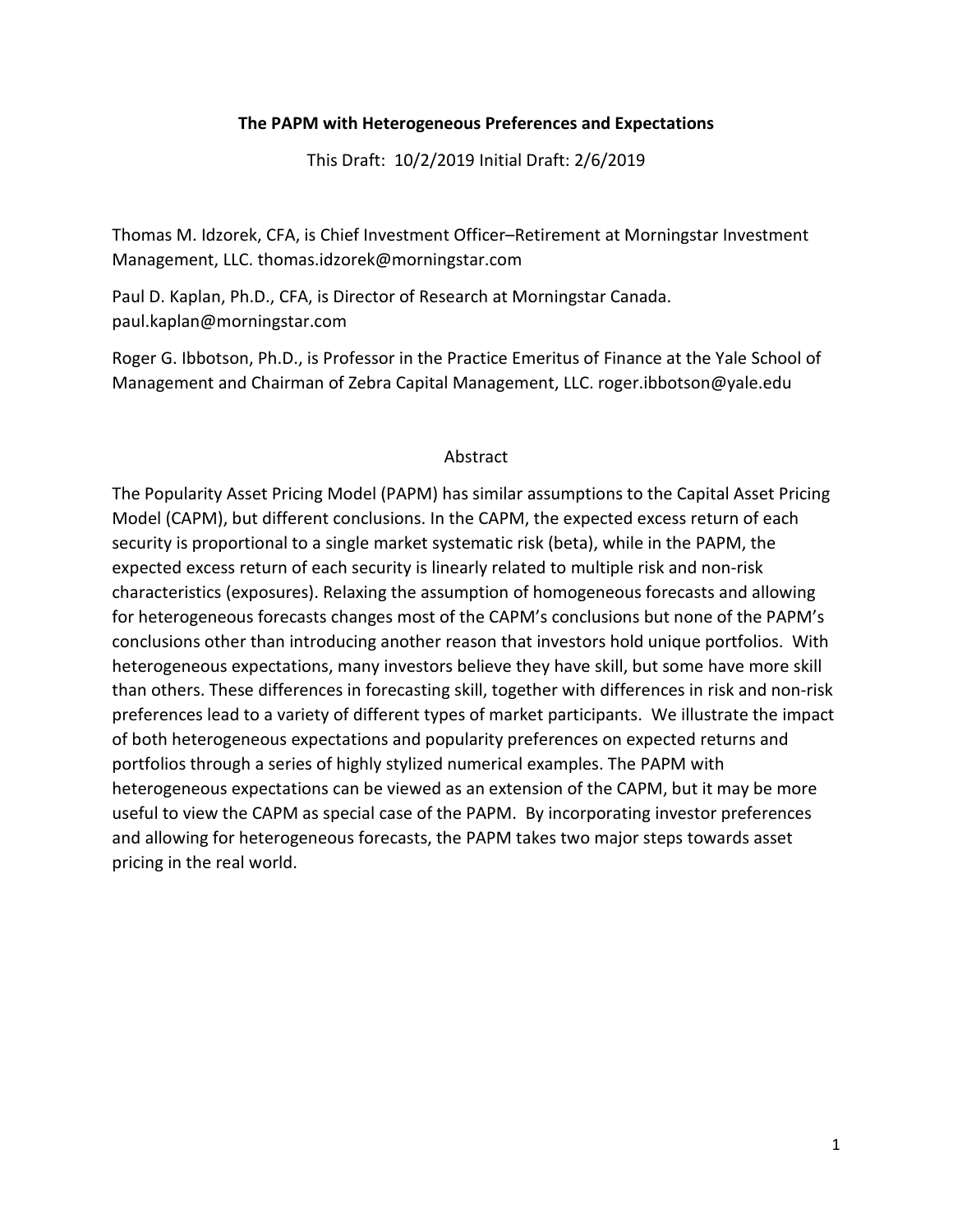# The PAPM with Heterogeneous Preferences and Expectations

This Draft: 10/2/2019 Initial Draft: 2/6/2019

Thomas M. Idzorek, CFA, is Chief Investment Officer–Retirement at Morningstar Investment Management, LLC. thomas.idzorek@morningstar.com

Paul D. Kaplan, Ph.D., CFA, is Director of Research at Morningstar Canada. paul.kaplan@morningstar.com

Roger G. Ibbotson, Ph.D., is Professor in the Practice Emeritus of Finance at the Yale School of Management and Chairman of Zebra Capital Management, LLC. roger.ibbotson@yale.edu

## Abstract

The Popularity Asset Pricing Model (PAPM) has similar assumptions to the Capital Asset Pricing Model (CAPM), but different conclusions. In the CAPM, the expected excess return of each security is proportional to a single market systematic risk (beta), while in the PAPM, the expected excess return of each security is linearly related to multiple risk and non-risk characteristics (exposures). Relaxing the assumption of homogeneous forecasts and allowing for heterogeneous forecasts changes most of the CAPM's conclusions but none of the PAPM's conclusions other than introducing another reason that investors hold unique portfolios. With heterogeneous expectations, many investors believe they have skill, but some have more skill than others. These differences in forecasting skill, together with differences in risk and non-risk preferences lead to a variety of different types of market participants. We illustrate the impact of both heterogeneous expectations and popularity preferences on expected returns and portfolios through a series of highly stylized numerical examples. The PAPM with heterogeneous expectations can be viewed as an extension of the CAPM, but it may be more useful to view the CAPM as special case of the PAPM. By incorporating investor preferences and allowing for heterogeneous forecasts, the PAPM takes two major steps towards asset pricing in the real world.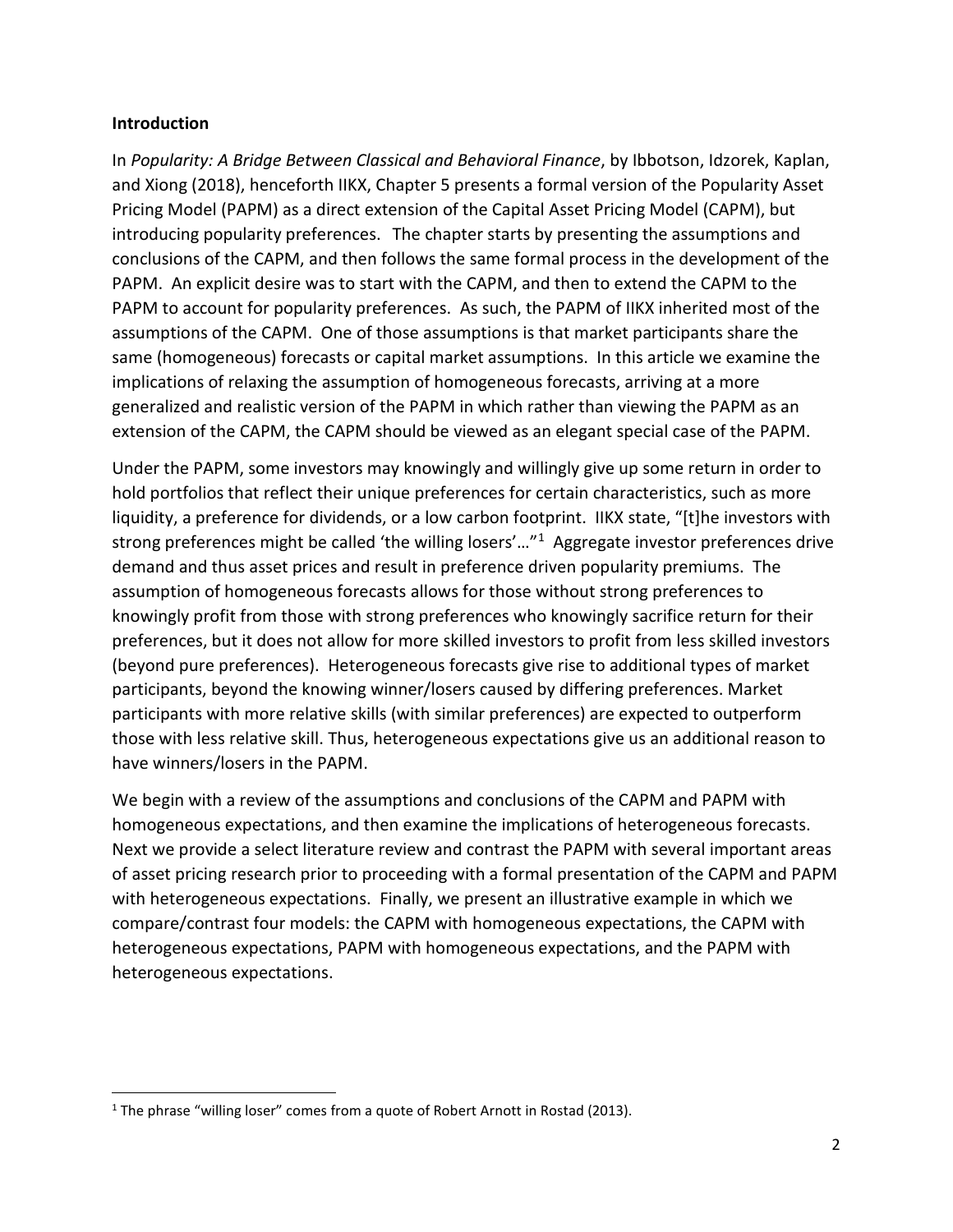## Introduction

In *Popularity: A Bridge Between Classical and Behavioral Finance*, by Ibbotson, Idzorek, Kaplan, and Xiong (2018), henceforth IIKX, Chapter 5 presents a formal version of the Popularity Asset Pricing Model (PAPM) as a direct extension of the Capital Asset Pricing Model (CAPM), but introducing popularity preferences. The chapter starts by presenting the assumptions and conclusions of the CAPM, and then follows the same formal process in the development of the PAPM. An explicit desire was to start with the CAPM, and then to extend the CAPM to the PAPM to account for popularity preferences. As such, the PAPM of IIKX inherited most of the assumptions of the CAPM. One of those assumptions is that market participants share the same (homogeneous) forecasts or capital market assumptions. In this article we examine the implications of relaxing the assumption of homogeneous forecasts, arriving at a more generalized and realistic version of the PAPM in which rather than viewing the PAPM as an extension of the CAPM, the CAPM should be viewed as an elegant special case of the PAPM.

Under the PAPM, some investors may knowingly and willingly give up some return in order to hold portfolios that reflect their unique preferences for certain characteristics, such as more liquidity, a preference for dividends, or a low carbon footprint. IIKX state, "[t]he investors with strong preferences might be called 'the willing losers'…"[1] Aggregate investor preferences drive demand and thus asset prices and result in preference driven popularity premiums. The assumption of homogeneous forecasts allows for those without strong preferences to knowingly profit from those with strong preferences who knowingly sacrifice return for their preferences, but it does not allow for more skilled investors to profit from less skilled investors (beyond pure preferences). Heterogeneous forecasts give rise to additional types of market participants, beyond the knowing winner/losers caused by differing preferences. Market participants with more relative skills (with similar preferences) are expected to outperform those with less relative skill. Thus, heterogeneous expectations give us an additional reason to have winners/losers in the PAPM.

We begin with a review of the assumptions and conclusions of the CAPM and PAPM with homogeneous expectations, and then examine the implications of heterogeneous forecasts. Next we provide a select literature review and contrast the PAPM with several important areas of asset pricing research prior to proceeding with a formal presentation of the CAPM and PAPM with heterogeneous expectations. Finally, we present an illustrative example in which we compare/contrast four models: the CAPM with homogeneous expectations, the CAPM with heterogeneous expectations, PAPM with homogeneous expectations, and the PAPM with heterogeneous expectations.

[1] The phrase "willing loser" comes from a quote of Robert Arnott in Rostad (2013).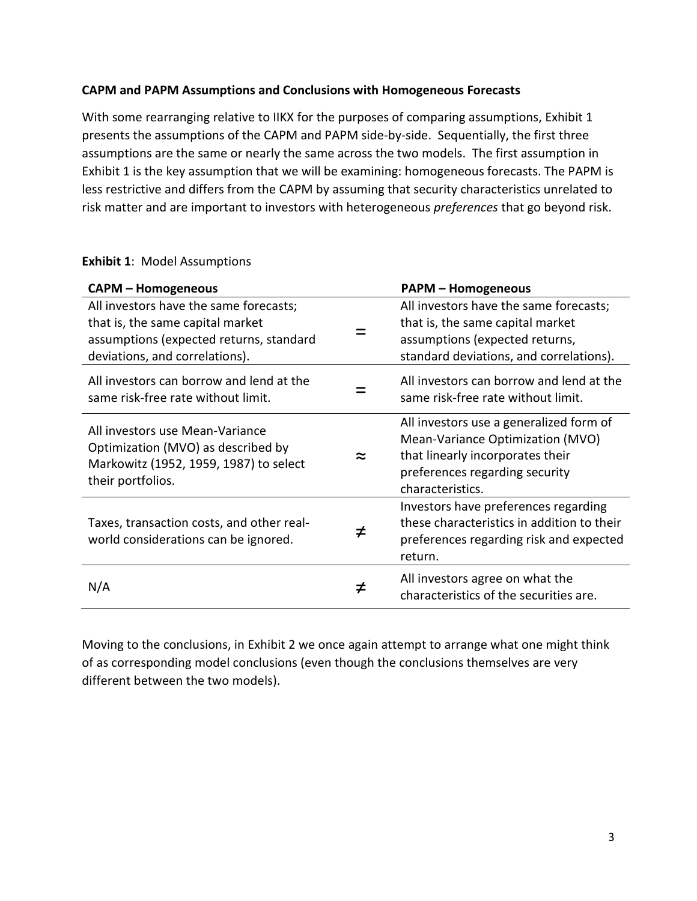**CAPM and PAPM Assumptions and Conclusions with Homogeneous Forecasts**

With some rearranging relative to IIKX for the purposes of comparing assumptions, Exhibit 1 presents the assumptions of the CAPM and PAPM side-by-side. Sequentially, the first three assumptions are the same or nearly the same across the two models. The first assumption in Exhibit 1 is the key assumption that we will be examining: homogeneous forecasts. The PAPM is less restrictive and differs from the CAPM by assuming that security characteristics unrelated to risk matter and are important to investors with heterogeneous *preferences* that go beyond risk.

**Exhibit 1**: Model Assumptions

| **CAPM – Homogeneous** | | **PAPM – Homogeneous** |
|---|---|---|
| All investors have the same forecasts; that is, the same capital market assumptions (expected returns, standard deviations, and correlations). | = | All investors have the same forecasts; that is, the same capital market assumptions (expected returns, standard deviations, and correlations). |
| All investors can borrow and lend at the same risk-free rate without limit. | = | All investors can borrow and lend at the same risk-free rate without limit. |
| All investors use Mean-Variance Optimization (MVO) as described by Markowitz (1952, 1959, 1987) to select their portfolios. | ≈ | All investors use a generalized form of Mean-Variance Optimization (MVO) that linearly incorporates their preferences regarding security characteristics. |
| Taxes, transaction costs, and other real-world considerations can be ignored. | ≠ | Investors have preferences regarding these characteristics in addition to their preferences regarding risk and expected return. |
| N/A | ≠ | All investors agree on what the characteristics of the securities are. |

Moving to the conclusions, in Exhibit 2 we once again attempt to arrange what one might think of as corresponding model conclusions (even though the conclusions themselves are very different between the two models).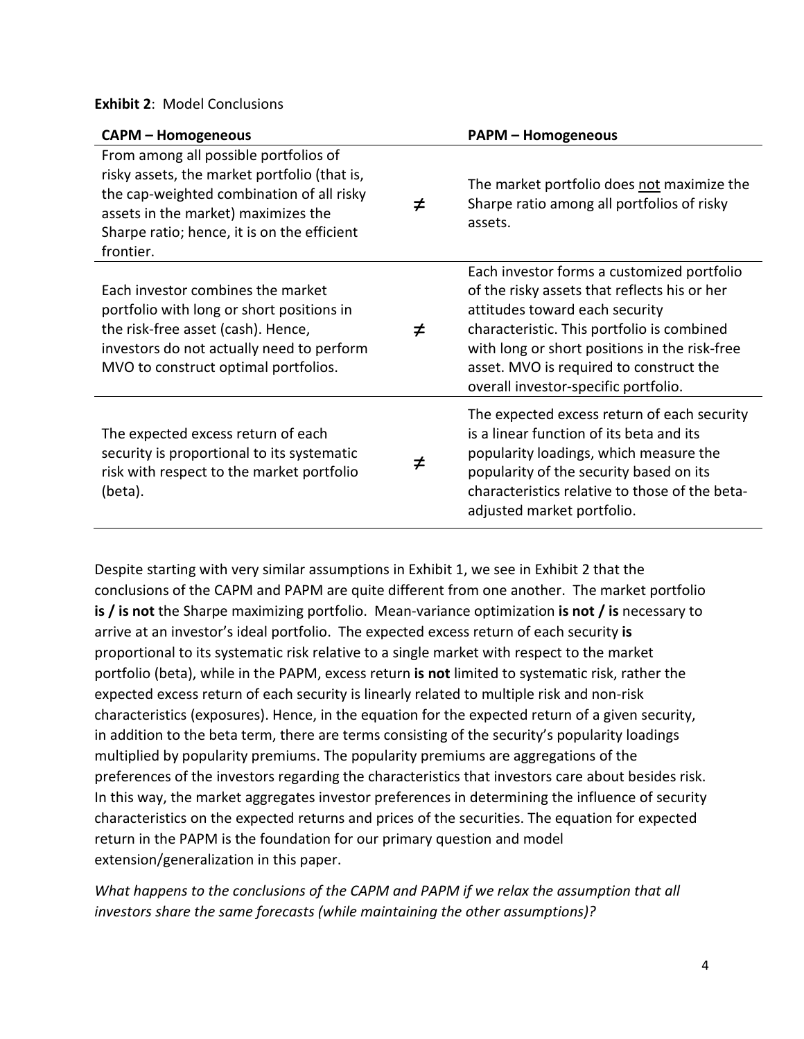**Exhibit 2**: Model Conclusions

| CAPM – Homogeneous | | PAPM – Homogeneous |
|---|---|---|
| From among all possible portfolios of risky assets, the market portfolio (that is, the cap-weighted combination of all risky assets in the market) maximizes the Sharpe ratio; hence, it is on the efficient frontier. | ≠ | The market portfolio does <u>not</u> maximize the Sharpe ratio among all portfolios of risky assets. |
| Each investor combines the market portfolio with long or short positions in the risk-free asset (cash). Hence, investors do not actually need to perform MVO to construct optimal portfolios. | ≠ | Each investor forms a customized portfolio of the risky assets that reflects his or her attitudes toward each security characteristic. This portfolio is combined with long or short positions in the risk-free asset. MVO is required to construct the overall investor-specific portfolio. |
| The expected excess return of each security is proportional to its systematic risk with respect to the market portfolio (beta). | ≠ | The expected excess return of each security is a linear function of its beta and its popularity loadings, which measure the popularity of the security based on its characteristics relative to those of the beta-adjusted market portfolio. |

Despite starting with very similar assumptions in Exhibit 1, we see in Exhibit 2 that the conclusions of the CAPM and PAPM are quite different from one another. The market portfolio **is / is not** the Sharpe maximizing portfolio. Mean-variance optimization **is not / is** necessary to arrive at an investor's ideal portfolio. The expected excess return of each security **is** proportional to its systematic risk relative to a single market with respect to the market portfolio (beta), while in the PAPM, excess return **is not** limited to systematic risk, rather the expected excess return of each security is linearly related to multiple risk and non-risk characteristics (exposures). Hence, in the equation for the expected return of a given security, in addition to the beta term, there are terms consisting of the security's popularity loadings multiplied by popularity premiums. The popularity premiums are aggregations of the preferences of the investors regarding the characteristics that investors care about besides risk. In this way, the market aggregates investor preferences in determining the influence of security characteristics on the expected returns and prices of the securities. The equation for expected return in the PAPM is the foundation for our primary question and model extension/generalization in this paper.

*What happens to the conclusions of the CAPM and PAPM if we relax the assumption that all investors share the same forecasts (while maintaining the other assumptions)?*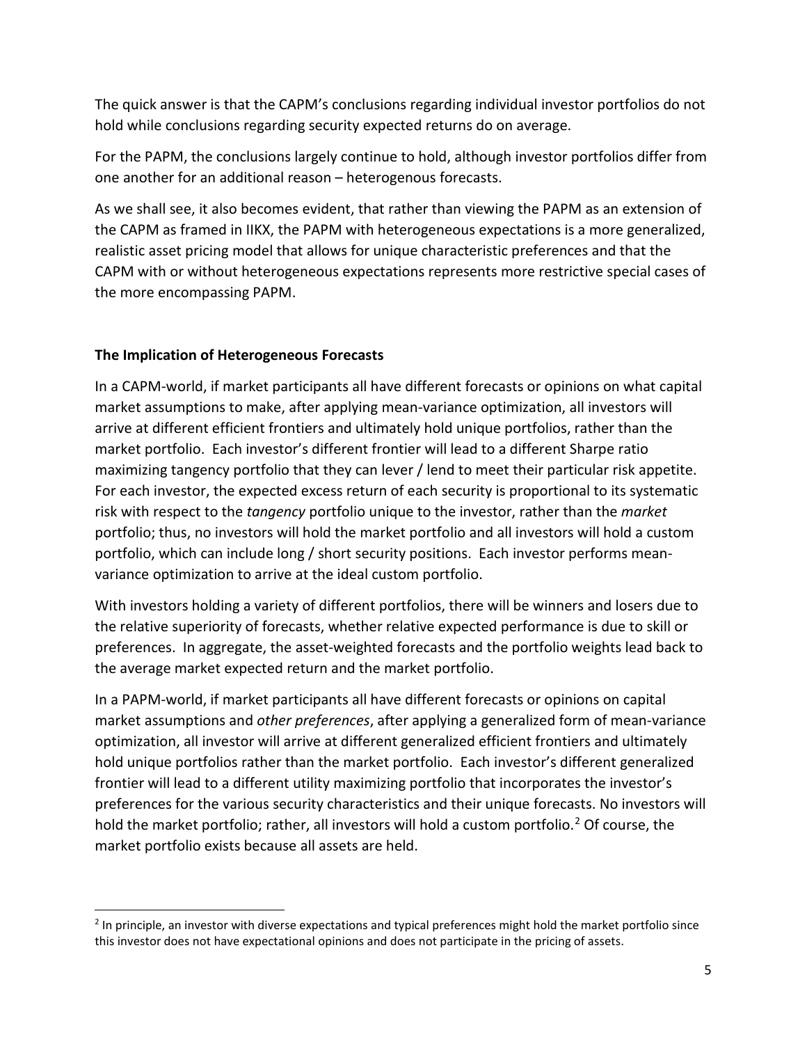The quick answer is that the CAPM's conclusions regarding individual investor portfolios do not hold while conclusions regarding security expected returns do on average.

For the PAPM, the conclusions largely continue to hold, although investor portfolios differ from one another for an additional reason – heterogenous forecasts.

As we shall see, it also becomes evident, that rather than viewing the PAPM as an extension of the CAPM as framed in IIKX, the PAPM with heterogeneous expectations is a more generalized, realistic asset pricing model that allows for unique characteristic preferences and that the CAPM with or without heterogeneous expectations represents more restrictive special cases of the more encompassing PAPM.

### The Implication of Heterogeneous Forecasts

In a CAPM-world, if market participants all have different forecasts or opinions on what capital market assumptions to make, after applying mean-variance optimization, all investors will arrive at different efficient frontiers and ultimately hold unique portfolios, rather than the market portfolio. Each investor's different frontier will lead to a different Sharpe ratio maximizing tangency portfolio that they can lever / lend to meet their particular risk appetite. For each investor, the expected excess return of each security is proportional to its systematic risk with respect to the *tangency* portfolio unique to the investor, rather than the *market* portfolio; thus, no investors will hold the market portfolio and all investors will hold a custom portfolio, which can include long / short security positions. Each investor performs mean-variance optimization to arrive at the ideal custom portfolio.

With investors holding a variety of different portfolios, there will be winners and losers due to the relative superiority of forecasts, whether relative expected performance is due to skill or preferences. In aggregate, the asset-weighted forecasts and the portfolio weights lead back to the average market expected return and the market portfolio.

In a PAPM-world, if market participants all have different forecasts or opinions on capital market assumptions and *other preferences*, after applying a generalized form of mean-variance optimization, all investor will arrive at different generalized efficient frontiers and ultimately hold unique portfolios rather than the market portfolio. Each investor's different generalized frontier will lead to a different utility maximizing portfolio that incorporates the investor's preferences for the various security characteristics and their unique forecasts. No investors will hold the market portfolio; rather, all investors will hold a custom portfolio.[2] Of course, the market portfolio exists because all assets are held.

---

[2] In principle, an investor with diverse expectations and typical preferences might hold the market portfolio since this investor does not have expectational opinions and does not participate in the pricing of assets.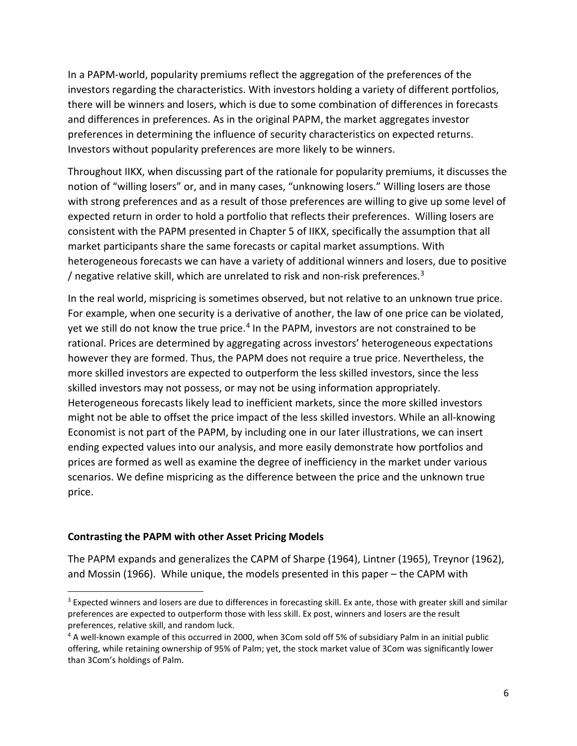In a PAPM-world, popularity premiums reflect the aggregation of the preferences of the investors regarding the characteristics. With investors holding a variety of different portfolios, there will be winners and losers, which is due to some combination of differences in forecasts and differences in preferences. As in the original PAPM, the market aggregates investor preferences in determining the influence of security characteristics on expected returns. Investors without popularity preferences are more likely to be winners.

Throughout IIKX, when discussing part of the rationale for popularity premiums, it discusses the notion of "willing losers" or, and in many cases, "unknowing losers." Willing losers are those with strong preferences and as a result of those preferences are willing to give up some level of expected return in order to hold a portfolio that reflects their preferences. Willing losers are consistent with the PAPM presented in Chapter 5 of IIKX, specifically the assumption that all market participants share the same forecasts or capital market assumptions. With heterogeneous forecasts we can have a variety of additional winners and losers, due to positive / negative relative skill, which are unrelated to risk and non-risk preferences.[3]

In the real world, mispricing is sometimes observed, but not relative to an unknown true price. For example, when one security is a derivative of another, the law of one price can be violated, yet we still do not know the true price.[4] In the PAPM, investors are not constrained to be rational. Prices are determined by aggregating across investors' heterogeneous expectations however they are formed. Thus, the PAPM does not require a true price. Nevertheless, the more skilled investors are expected to outperform the less skilled investors, since the less skilled investors may not possess, or may not be using information appropriately. Heterogeneous forecasts likely lead to inefficient markets, since the more skilled investors might not be able to offset the price impact of the less skilled investors. While an all-knowing Economist is not part of the PAPM, by including one in our later illustrations, we can insert ending expected values into our analysis, and more easily demonstrate how portfolios and prices are formed as well as examine the degree of inefficiency in the market under various scenarios. We define mispricing as the difference between the price and the unknown true price.

## Contrasting the PAPM with other Asset Pricing Models

The PAPM expands and generalizes the CAPM of Sharpe (1964), Lintner (1965), Treynor (1962), and Mossin (1966). While unique, the models presented in this paper – the CAPM with

[3] Expected winners and losers are due to differences in forecasting skill. Ex ante, those with greater skill and similar preferences are expected to outperform those with less skill. Ex post, winners and losers are the result preferences, relative skill, and random luck.

[4] A well-known example of this occurred in 2000, when 3Com sold off 5% of subsidiary Palm in an initial public offering, while retaining ownership of 95% of Palm; yet, the stock market value of 3Com was significantly lower than 3Com's holdings of Palm.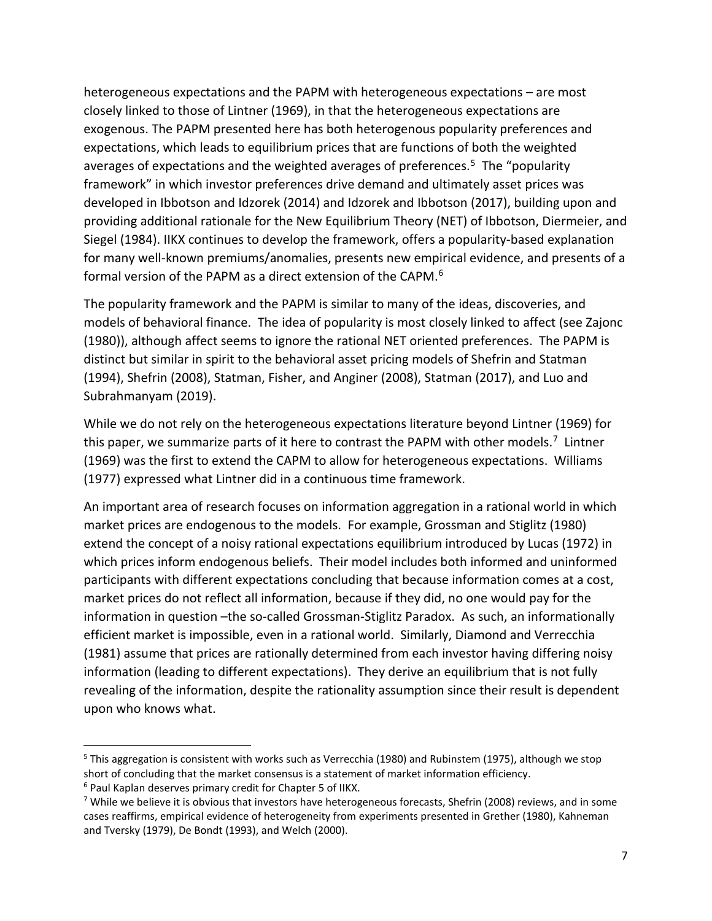heterogeneous expectations and the PAPM with heterogeneous expectations – are most closely linked to those of Lintner (1969), in that the heterogeneous expectations are exogenous. The PAPM presented here has both heterogenous popularity preferences and expectations, which leads to equilibrium prices that are functions of both the weighted averages of expectations and the weighted averages of preferences.[5] The "popularity framework" in which investor preferences drive demand and ultimately asset prices was developed in Ibbotson and Idzorek (2014) and Idzorek and Ibbotson (2017), building upon and providing additional rationale for the New Equilibrium Theory (NET) of Ibbotson, Diermeier, and Siegel (1984). IIKX continues to develop the framework, offers a popularity-based explanation for many well-known premiums/anomalies, presents new empirical evidence, and presents of a formal version of the PAPM as a direct extension of the CAPM.[6]

The popularity framework and the PAPM is similar to many of the ideas, discoveries, and models of behavioral finance. The idea of popularity is most closely linked to affect (see Zajonc (1980)), although affect seems to ignore the rational NET oriented preferences. The PAPM is distinct but similar in spirit to the behavioral asset pricing models of Shefrin and Statman (1994), Shefrin (2008), Statman, Fisher, and Anginer (2008), Statman (2017), and Luo and Subrahmanyam (2019).

While we do not rely on the heterogeneous expectations literature beyond Lintner (1969) for this paper, we summarize parts of it here to contrast the PAPM with other models.[7] Lintner (1969) was the first to extend the CAPM to allow for heterogeneous expectations. Williams (1977) expressed what Lintner did in a continuous time framework.

An important area of research focuses on information aggregation in a rational world in which market prices are endogenous to the models. For example, Grossman and Stiglitz (1980) extend the concept of a noisy rational expectations equilibrium introduced by Lucas (1972) in which prices inform endogenous beliefs. Their model includes both informed and uninformed participants with different expectations concluding that because information comes at a cost, market prices do not reflect all information, because if they did, no one would pay for the information in question –the so-called Grossman-Stiglitz Paradox. As such, an informationally efficient market is impossible, even in a rational world. Similarly, Diamond and Verrecchia (1981) assume that prices are rationally determined from each investor having differing noisy information (leading to different expectations). They derive an equilibrium that is not fully revealing of the information, despite the rationality assumption since their result is dependent upon who knows what.

[5] This aggregation is consistent with works such as Verrecchia (1980) and Rubinstem (1975), although we stop short of concluding that the market consensus is a statement of market information efficiency.

[6] Paul Kaplan deserves primary credit for Chapter 5 of IIKX.

[7] While we believe it is obvious that investors have heterogeneous forecasts, Shefrin (2008) reviews, and in some cases reaffirms, empirical evidence of heterogeneity from experiments presented in Grether (1980), Kahneman and Tversky (1979), De Bondt (1993), and Welch (2000).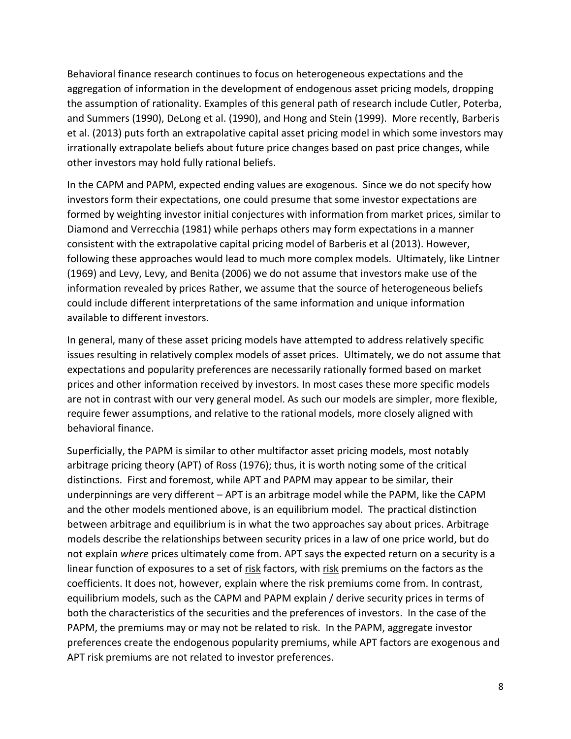Behavioral finance research continues to focus on heterogeneous expectations and the aggregation of information in the development of endogenous asset pricing models, dropping the assumption of rationality. Examples of this general path of research include Cutler, Poterba, and Summers (1990), DeLong et al. (1990), and Hong and Stein (1999). More recently, Barberis et al. (2013) puts forth an extrapolative capital asset pricing model in which some investors may irrationally extrapolate beliefs about future price changes based on past price changes, while other investors may hold fully rational beliefs.

In the CAPM and PAPM, expected ending values are exogenous. Since we do not specify how investors form their expectations, one could presume that some investor expectations are formed by weighting investor initial conjectures with information from market prices, similar to Diamond and Verrecchia (1981) while perhaps others may form expectations in a manner consistent with the extrapolative capital pricing model of Barberis et al (2013). However, following these approaches would lead to much more complex models. Ultimately, like Lintner (1969) and Levy, Levy, and Benita (2006) we do not assume that investors make use of the information revealed by prices Rather, we assume that the source of heterogeneous beliefs could include different interpretations of the same information and unique information available to different investors.

In general, many of these asset pricing models have attempted to address relatively specific issues resulting in relatively complex models of asset prices. Ultimately, we do not assume that expectations and popularity preferences are necessarily rationally formed based on market prices and other information received by investors. In most cases these more specific models are not in contrast with our very general model. As such our models are simpler, more flexible, require fewer assumptions, and relative to the rational models, more closely aligned with behavioral finance.

Superficially, the PAPM is similar to other multifactor asset pricing models, most notably arbitrage pricing theory (APT) of Ross (1976); thus, it is worth noting some of the critical distinctions. First and foremost, while APT and PAPM may appear to be similar, their underpinnings are very different – APT is an arbitrage model while the PAPM, like the CAPM and the other models mentioned above, is an equilibrium model. The practical distinction between arbitrage and equilibrium is in what the two approaches say about prices. Arbitrage models describe the relationships between security prices in a law of one price world, but do not explain *where* prices ultimately come from. APT says the expected return on a security is a linear function of exposures to a set of risk factors, with risk premiums on the factors as the coefficients. It does not, however, explain where the risk premiums come from. In contrast, equilibrium models, such as the CAPM and PAPM explain / derive security prices in terms of both the characteristics of the securities and the preferences of investors. In the case of the PAPM, the premiums may or may not be related to risk. In the PAPM, aggregate investor preferences create the endogenous popularity premiums, while APT factors are exogenous and APT risk premiums are not related to investor preferences.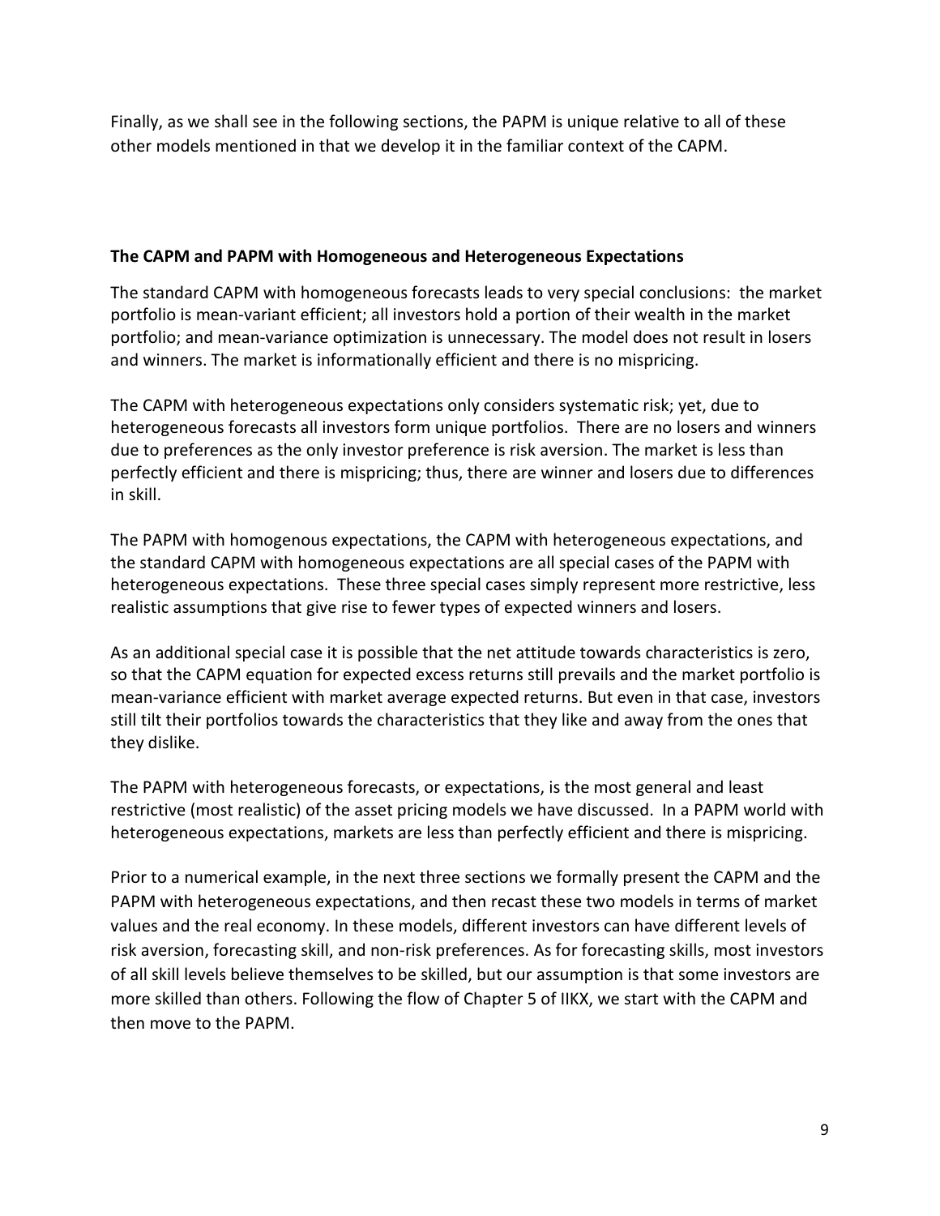Finally, as we shall see in the following sections, the PAPM is unique relative to all of these other models mentioned in that we develop it in the familiar context of the CAPM.

**The CAPM and PAPM with Homogeneous and Heterogeneous Expectations**

The standard CAPM with homogeneous forecasts leads to very special conclusions: the market portfolio is mean-variant efficient; all investors hold a portion of their wealth in the market portfolio; and mean-variance optimization is unnecessary. The model does not result in losers and winners. The market is informationally efficient and there is no mispricing.

The CAPM with heterogeneous expectations only considers systematic risk; yet, due to heterogeneous forecasts all investors form unique portfolios. There are no losers and winners due to preferences as the only investor preference is risk aversion. The market is less than perfectly efficient and there is mispricing; thus, there are winner and losers due to differences in skill.

The PAPM with homogenous expectations, the CAPM with heterogeneous expectations, and the standard CAPM with homogeneous expectations are all special cases of the PAPM with heterogeneous expectations. These three special cases simply represent more restrictive, less realistic assumptions that give rise to fewer types of expected winners and losers.

As an additional special case it is possible that the net attitude towards characteristics is zero, so that the CAPM equation for expected excess returns still prevails and the market portfolio is mean-variance efficient with market average expected returns. But even in that case, investors still tilt their portfolios towards the characteristics that they like and away from the ones that they dislike.

The PAPM with heterogeneous forecasts, or expectations, is the most general and least restrictive (most realistic) of the asset pricing models we have discussed. In a PAPM world with heterogeneous expectations, markets are less than perfectly efficient and there is mispricing.

Prior to a numerical example, in the next three sections we formally present the CAPM and the PAPM with heterogeneous expectations, and then recast these two models in terms of market values and the real economy. In these models, different investors can have different levels of risk aversion, forecasting skill, and non-risk preferences. As for forecasting skills, most investors of all skill levels believe themselves to be skilled, but our assumption is that some investors are more skilled than others. Following the flow of Chapter 5 of IIKX, we start with the CAPM and then move to the PAPM.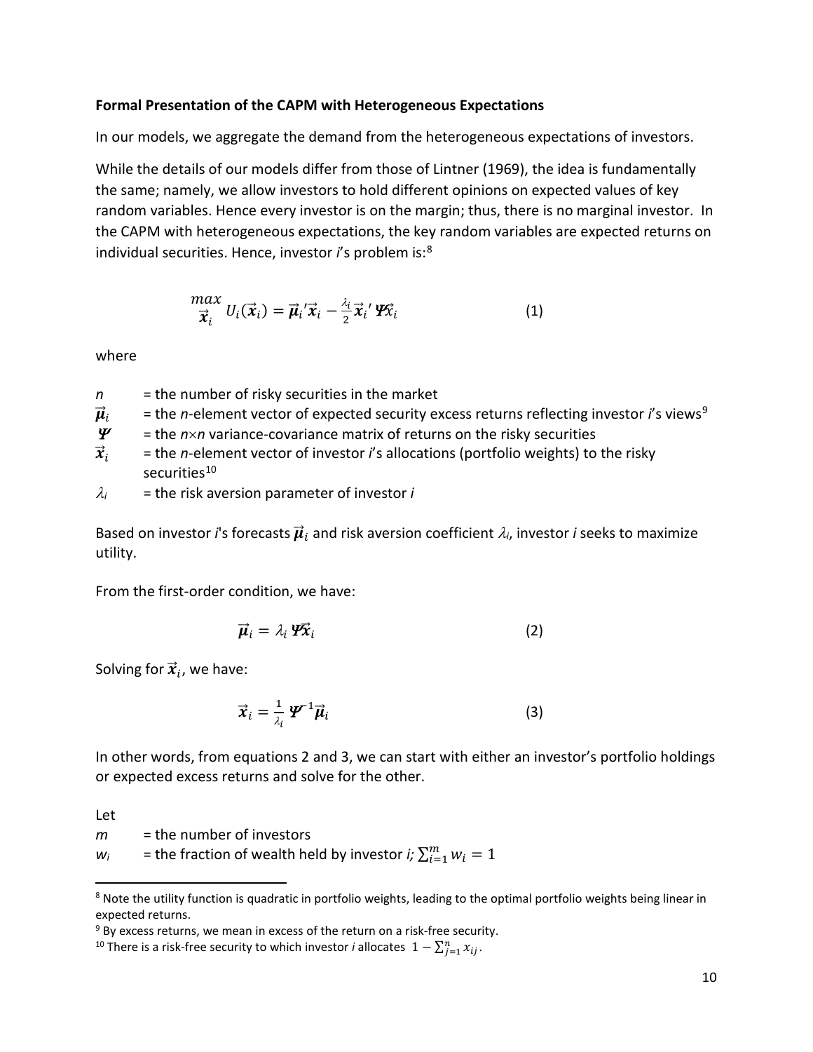**Formal Presentation of the CAPM with Heterogeneous Expectations**

In our models, we aggregate the demand from the heterogeneous expectations of investors.

While the details of our models differ from those of Lintner (1969), the idea is fundamentally the same; namely, we allow investors to hold different opinions on expected values of key random variables. Hence every investor is on the margin; thus, there is no marginal investor. In the CAPM with heterogeneous expectations, the key random variables are expected returns on individual securities. Hence, investor *i*'s problem is:[8]

$$\max_{\vec{\boldsymbol{x}}_i} U_i(\vec{\boldsymbol{x}}_i) = \vec{\boldsymbol{\mu}}_i{}'\vec{\boldsymbol{x}}_i - \frac{\lambda_i}{2}\vec{\boldsymbol{x}}_i{}'\boldsymbol{\Psi}\vec{\boldsymbol{x}}_i \tag{1}$$

where

- $n$ = the number of risky securities in the market
- $\vec{\boldsymbol{\mu}}_i$ = the *n*-element vector of expected security excess returns reflecting investor *i*'s views[9]
- $\boldsymbol{\Psi}$ = the $n \times n$ variance-covariance matrix of returns on the risky securities
- $\vec{\boldsymbol{x}}_i$ = the *n*-element vector of investor *i*'s allocations (portfolio weights) to the risky securities[10]
- $\lambda_i$ = the risk aversion parameter of investor *i*

Based on investor *i*'s forecasts $\vec{\boldsymbol{\mu}}_i$ and risk aversion coefficient $\lambda_i$, investor *i* seeks to maximize utility.

From the first-order condition, we have:

$$\vec{\boldsymbol{\mu}}_i = \lambda_i \boldsymbol{\Psi}\vec{\boldsymbol{x}}_i \tag{2}$$

Solving for $\vec{\boldsymbol{x}}_i$, we have:

$$\vec{\boldsymbol{x}}_i = \frac{1}{\lambda_i} \boldsymbol{\Psi}^{-1}\vec{\boldsymbol{\mu}}_i \tag{3}$$

In other words, from equations 2 and 3, we can start with either an investor's portfolio holdings or expected excess returns and solve for the other.

Let

- $m$ = the number of investors
- $w_i$ = the fraction of wealth held by investor *i*; $\sum_{i=1}^{m} w_i = 1$

---

[8] Note the utility function is quadratic in portfolio weights, leading to the optimal portfolio weights being linear in expected returns.

[9] By excess returns, we mean in excess of the return on a risk-free security.

[10] There is a risk-free security to which investor *i* allocates $1 - \sum_{j=1}^{n} x_{ij}$.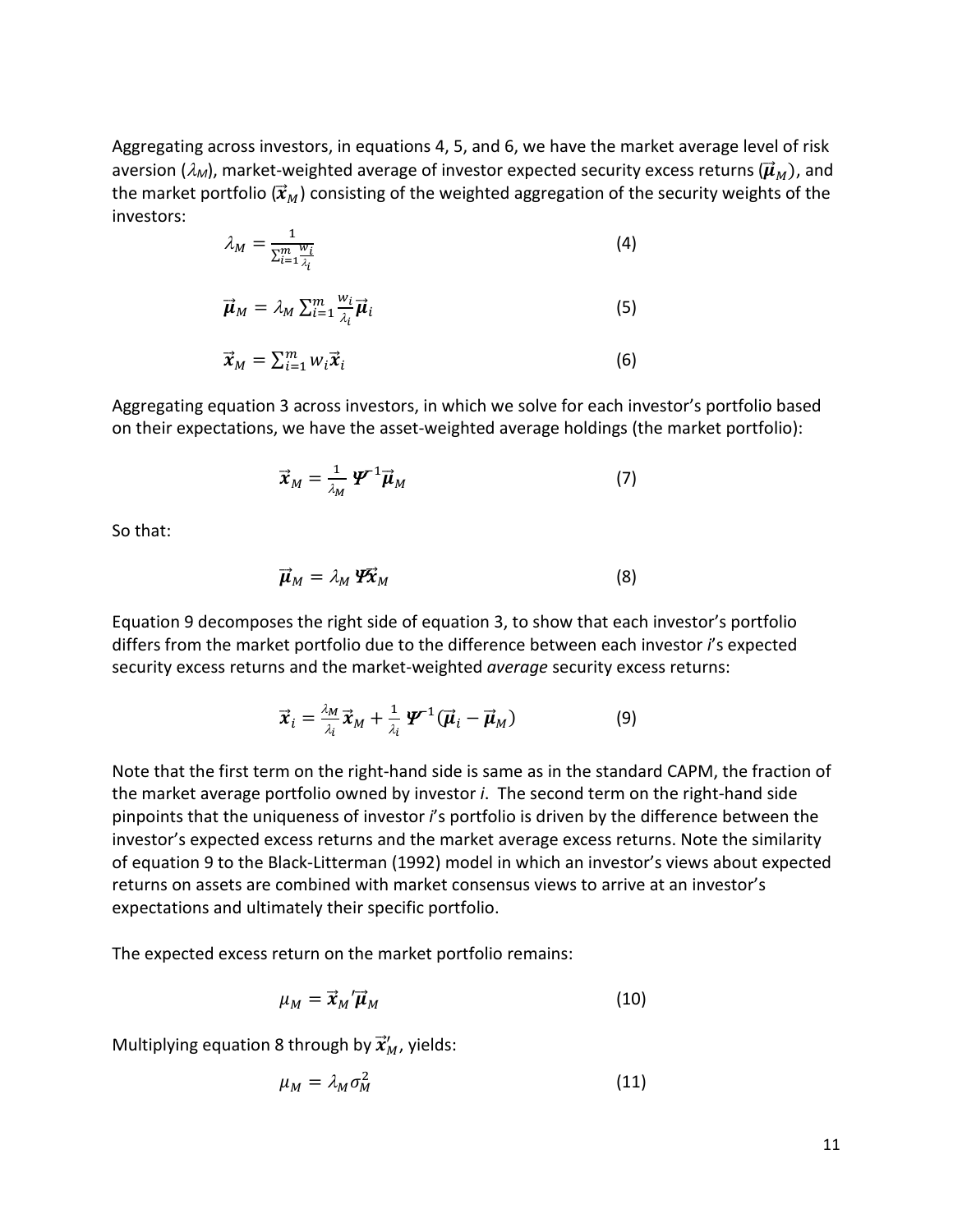Aggregating across investors, in equations 4, 5, and 6, we have the market average level of risk aversion ($\lambda_M$), market-weighted average of investor expected security excess returns ($\vec{\boldsymbol{\mu}}_M$), and the market portfolio ($\vec{\boldsymbol{x}}_M$) consisting of the weighted aggregation of the security weights of the investors:

$$\lambda_M = \frac{1}{\sum_{i=1}^{m} \frac{w_i}{\lambda_i}} \tag{4}$$

$$\vec{\boldsymbol{\mu}}_M = \lambda_M \sum_{i=1}^{m} \frac{w_i}{\lambda_i} \vec{\boldsymbol{\mu}}_i \tag{5}$$

$$\vec{\boldsymbol{x}}_M = \sum_{i=1}^{m} w_i \vec{\boldsymbol{x}}_i \tag{6}$$

Aggregating equation 3 across investors, in which we solve for each investor's portfolio based on their expectations, we have the asset-weighted average holdings (the market portfolio):

$$\vec{\boldsymbol{x}}_M = \frac{1}{\lambda_M} \boldsymbol{\Psi}^{-1} \vec{\boldsymbol{\mu}}_M \tag{7}$$

So that:

$$\vec{\boldsymbol{\mu}}_M = \lambda_M \boldsymbol{\Psi} \vec{\boldsymbol{x}}_M \tag{8}$$

Equation 9 decomposes the right side of equation 3, to show that each investor's portfolio differs from the market portfolio due to the difference between each investor *i*'s expected security excess returns and the market-weighted *average* security excess returns:

$$\vec{\boldsymbol{x}}_i = \frac{\lambda_M}{\lambda_i} \vec{\boldsymbol{x}}_M + \frac{1}{\lambda_i} \boldsymbol{\Psi}^{-1} (\vec{\boldsymbol{\mu}}_i - \vec{\boldsymbol{\mu}}_M) \tag{9}$$

Note that the first term on the right-hand side is same as in the standard CAPM, the fraction of the market average portfolio owned by investor *i*. The second term on the right-hand side pinpoints that the uniqueness of investor *i*'s portfolio is driven by the difference between the investor's expected excess returns and the market average excess returns. Note the similarity of equation 9 to the Black-Litterman (1992) model in which an investor's views about expected returns on assets are combined with market consensus views to arrive at an investor's expectations and ultimately their specific portfolio.

The expected excess return on the market portfolio remains:

$$\mu_M = \vec{\boldsymbol{x}}_M{}' \vec{\boldsymbol{\mu}}_M \tag{10}$$

Multiplying equation 8 through by $\vec{\boldsymbol{x}}_M'$, yields:

$$\mu_M = \lambda_M \sigma_M^2 \tag{11}$$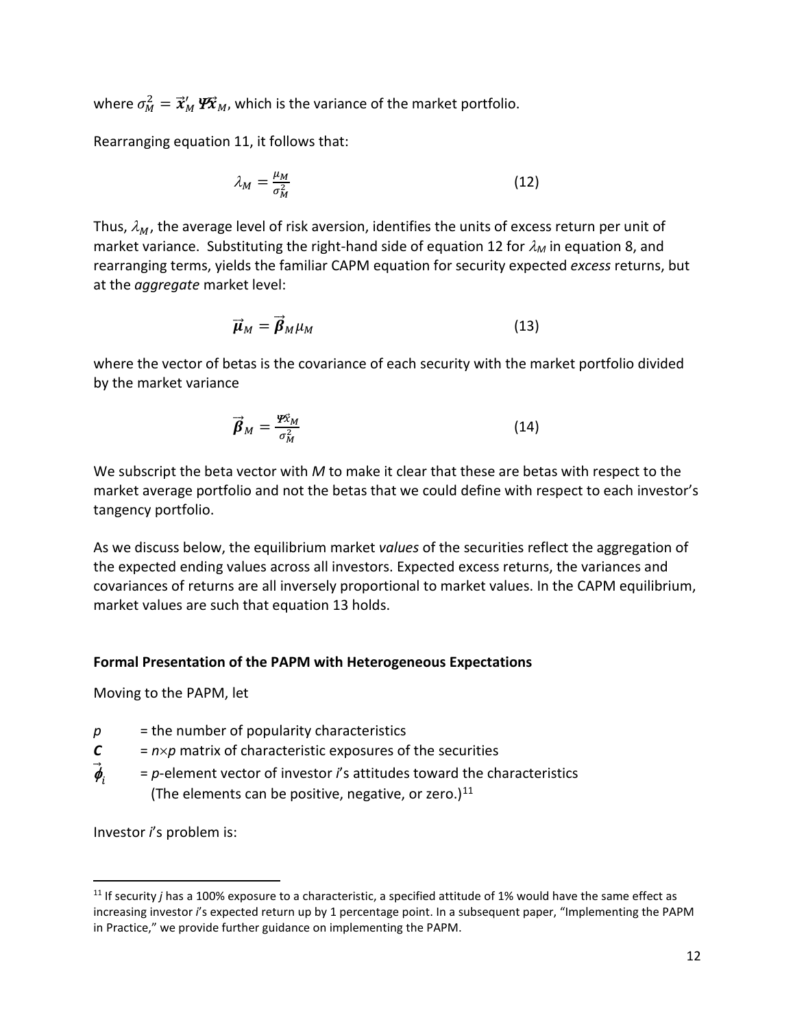where $\sigma_M^2 = \vec{\boldsymbol{x}}_M' \boldsymbol{\Psi} \vec{\boldsymbol{x}}_M$, which is the variance of the market portfolio.

Rearranging equation 11, it follows that:

$$\lambda_M = \frac{\mu_M}{\sigma_M^2} \tag{12}$$

Thus, $\lambda_M$, the average level of risk aversion, identifies the units of excess return per unit of market variance. Substituting the right-hand side of equation 12 for $\lambda_M$ in equation 8, and rearranging terms, yields the familiar CAPM equation for security expected *excess* returns, but at the *aggregate* market level:

$$\vec{\boldsymbol{\mu}}_M = \vec{\boldsymbol{\beta}}_M \mu_M \tag{13}$$

where the vector of betas is the covariance of each security with the market portfolio divided by the market variance

$$\vec{\boldsymbol{\beta}}_M = \frac{\boldsymbol{\Psi} \vec{x}_M}{\sigma_M^2} \tag{14}$$

We subscript the beta vector with *M* to make it clear that these are betas with respect to the market average portfolio and not the betas that we could define with respect to each investor's tangency portfolio.

As we discuss below, the equilibrium market *values* of the securities reflect the aggregation of the expected ending values across all investors. Expected excess returns, the variances and covariances of returns are all inversely proportional to market values. In the CAPM equilibrium, market values are such that equation 13 holds.

**Formal Presentation of the PAPM with Heterogeneous Expectations**

Moving to the PAPM, let

- $p$ = the number of popularity characteristics
- $\boldsymbol{C}$ = $n \times p$ matrix of characteristic exposures of the securities
- $\vec{\boldsymbol{\phi}}_i$ = $p$-element vector of investor $i$'s attitudes toward the characteristics (The elements can be positive, negative, or zero.)[11]

Investor $i$'s problem is:

[11] If security *j* has a 100% exposure to a characteristic, a specified attitude of 1% would have the same effect as increasing investor *i*'s expected return up by 1 percentage point. In a subsequent paper, "Implementing the PAPM in Practice," we provide further guidance on implementing the PAPM.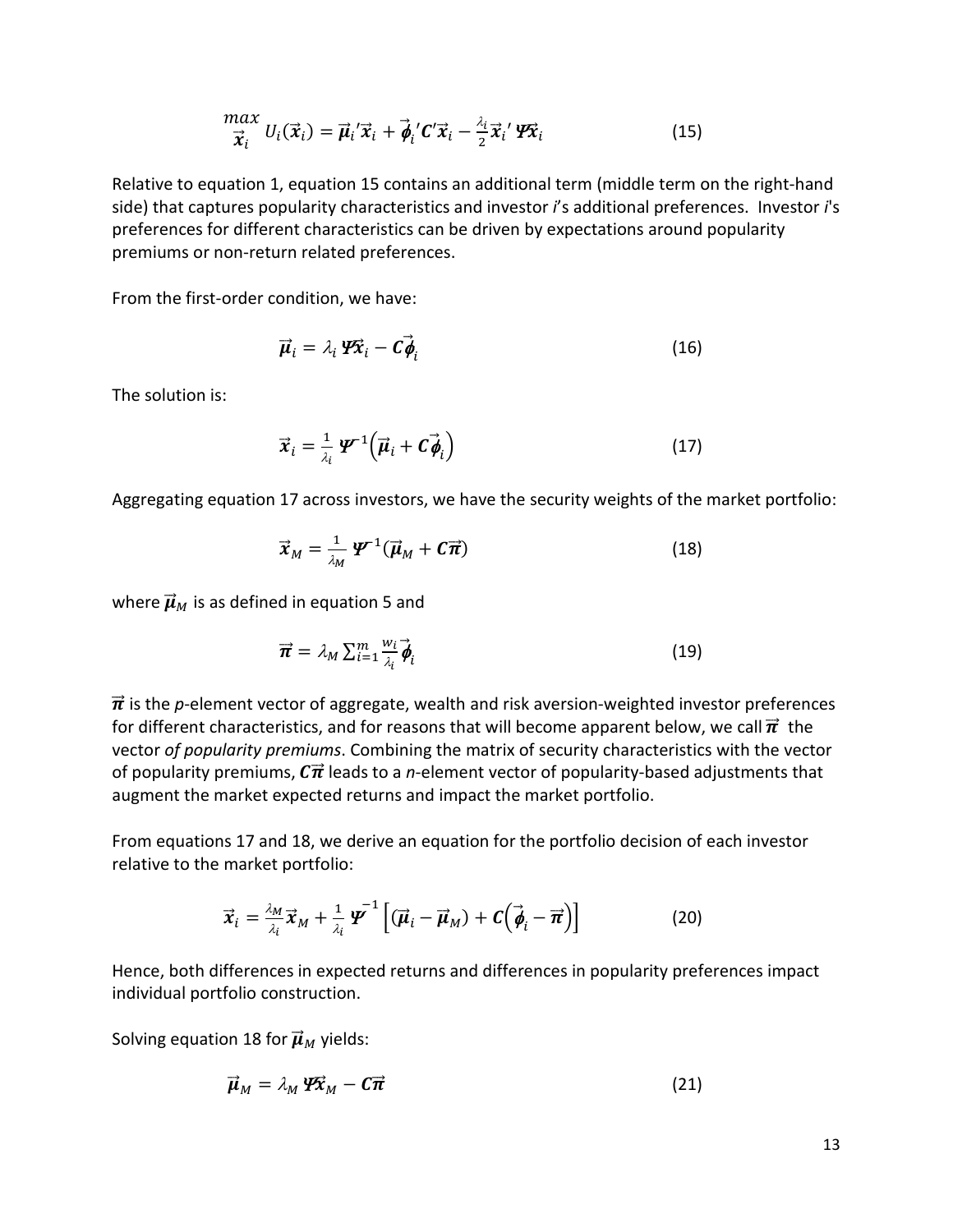$$\max_{\vec{\boldsymbol{x}}_i} \; U_i(\vec{\boldsymbol{x}}_i) = \vec{\boldsymbol{\mu}}_i{}'\vec{\boldsymbol{x}}_i + \vec{\boldsymbol{\phi}}_i{}'\boldsymbol{C}'\vec{\boldsymbol{x}}_i - \frac{\lambda_i}{2}\vec{\boldsymbol{x}}_i{}'\,\boldsymbol{\Psi}\vec{\boldsymbol{x}}_i \tag{15}$$

Relative to equation 1, equation 15 contains an additional term (middle term on the right-hand side) that captures popularity characteristics and investor *i*'s additional preferences. Investor *i*'s preferences for different characteristics can be driven by expectations around popularity premiums or non-return related preferences.

From the first-order condition, we have:

$$\vec{\boldsymbol{\mu}}_i = \lambda_i\,\boldsymbol{\Psi}\vec{\boldsymbol{x}}_i - \boldsymbol{C}\vec{\boldsymbol{\phi}}_i \tag{16}$$

The solution is:

$$\vec{\boldsymbol{x}}_i = \frac{1}{\lambda_i}\,\boldsymbol{\Psi}^{-1}\left(\vec{\boldsymbol{\mu}}_i + \boldsymbol{C}\vec{\boldsymbol{\phi}}_i\right) \tag{17}$$

Aggregating equation 17 across investors, we have the security weights of the market portfolio:

$$\vec{\boldsymbol{x}}_M = \frac{1}{\lambda_M}\,\boldsymbol{\Psi}^{-1}(\vec{\boldsymbol{\mu}}_M + \boldsymbol{C}\vec{\boldsymbol{\pi}}) \tag{18}$$

where $\vec{\boldsymbol{\mu}}_M$ is as defined in equation 5 and

$$\vec{\boldsymbol{\pi}} = \lambda_M \sum_{i=1}^{m} \frac{w_i}{\lambda_i}\vec{\boldsymbol{\phi}}_i \tag{19}$$

$\vec{\boldsymbol{\pi}}$ is the *p*-element vector of aggregate, wealth and risk aversion-weighted investor preferences for different characteristics, and for reasons that will become apparent below, we call $\vec{\boldsymbol{\pi}}$ the vector *of popularity premiums*. Combining the matrix of security characteristics with the vector of popularity premiums, $\boldsymbol{C}\vec{\boldsymbol{\pi}}$ leads to a *n*-element vector of popularity-based adjustments that augment the market expected returns and impact the market portfolio.

From equations 17 and 18, we derive an equation for the portfolio decision of each investor relative to the market portfolio:

$$\vec{\boldsymbol{x}}_i = \frac{\lambda_M}{\lambda_i}\vec{\boldsymbol{x}}_M + \frac{1}{\lambda_i}\,\boldsymbol{\Psi}^{-1}\left[(\vec{\boldsymbol{\mu}}_i - \vec{\boldsymbol{\mu}}_M) + \boldsymbol{C}\left(\vec{\boldsymbol{\phi}}_i - \vec{\boldsymbol{\pi}}\right)\right] \tag{20}$$

Hence, both differences in expected returns and differences in popularity preferences impact individual portfolio construction.

Solving equation 18 for $\vec{\boldsymbol{\mu}}_M$ yields:

$$\vec{\boldsymbol{\mu}}_M = \lambda_M\,\boldsymbol{\Psi}\vec{\boldsymbol{x}}_M - \boldsymbol{C}\vec{\boldsymbol{\pi}} \tag{21}$$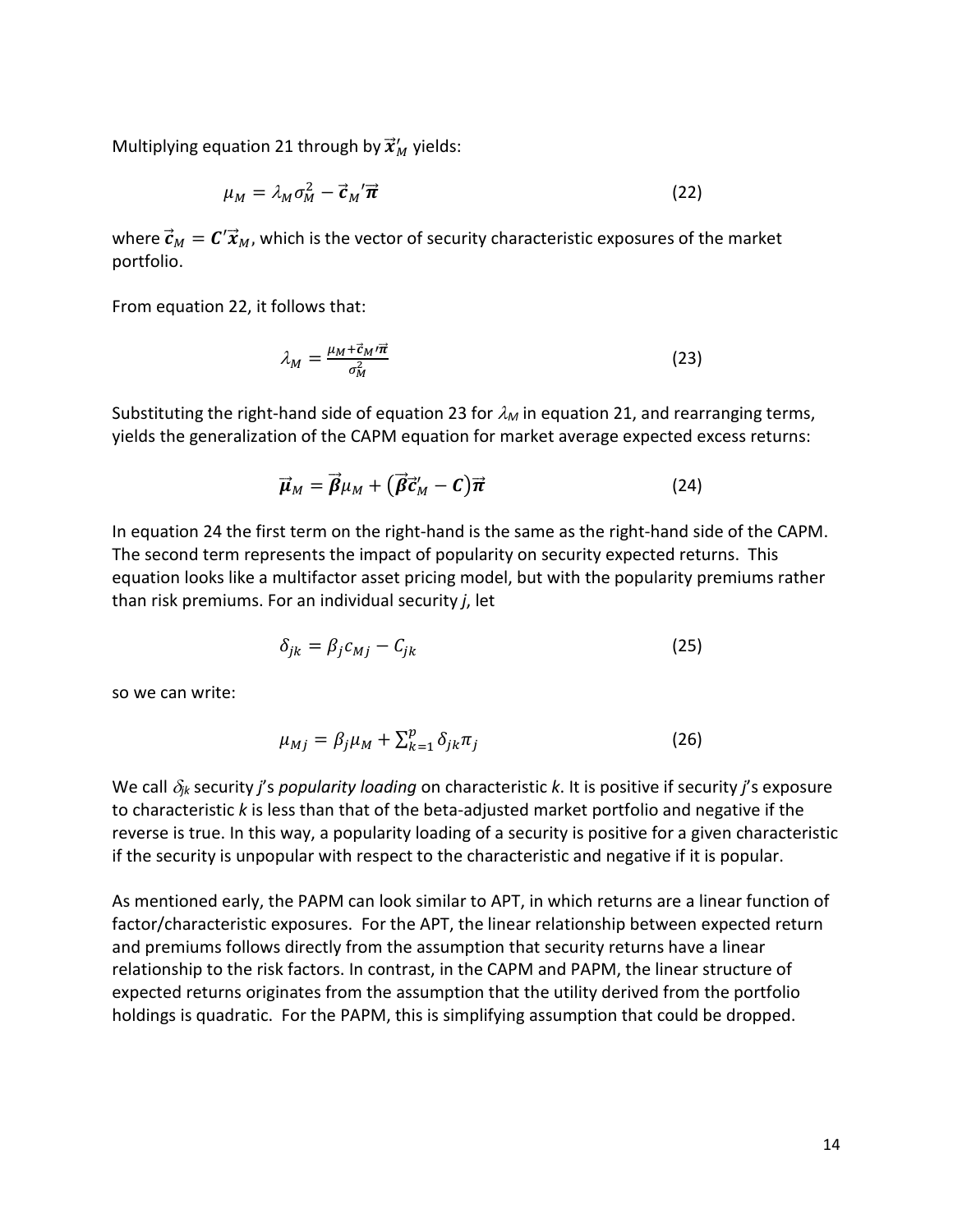Multiplying equation 21 through by $\vec{\boldsymbol{x}}_M'$ yields:

$$\mu_M = \lambda_M \sigma_M^2 - \vec{\boldsymbol{c}}_M{}'\vec{\boldsymbol{\pi}} \tag{22}$$

where $\vec{\boldsymbol{c}}_M = \boldsymbol{C}'\vec{\boldsymbol{x}}_M$, which is the vector of security characteristic exposures of the market portfolio.

From equation 22, it follows that:

$$\lambda_M = \frac{\mu_M + \vec{\boldsymbol{c}}_M{}'\vec{\boldsymbol{\pi}}}{\sigma_M^2} \tag{23}$$

Substituting the right-hand side of equation 23 for $\lambda_M$ in equation 21, and rearranging terms, yields the generalization of the CAPM equation for market average expected excess returns:

$$\vec{\boldsymbol{\mu}}_M = \vec{\boldsymbol{\beta}}\mu_M + (\vec{\boldsymbol{\beta}}\vec{\boldsymbol{c}}_M' - \boldsymbol{C})\vec{\boldsymbol{\pi}} \tag{24}$$

In equation 24 the first term on the right-hand is the same as the right-hand side of the CAPM. The second term represents the impact of popularity on security expected returns. This equation looks like a multifactor asset pricing model, but with the popularity premiums rather than risk premiums. For an individual security *j*, let

$$\delta_{jk} = \beta_j c_{Mj} - C_{jk} \tag{25}$$

so we can write:

$$\mu_{Mj} = \beta_j \mu_M + \sum_{k=1}^{p} \delta_{jk} \pi_j \tag{26}$$

We call $\delta_{jk}$ security *j*'s *popularity loading* on characteristic *k*. It is positive if security *j*'s exposure to characteristic *k* is less than that of the beta-adjusted market portfolio and negative if the reverse is true. In this way, a popularity loading of a security is positive for a given characteristic if the security is unpopular with respect to the characteristic and negative if it is popular.

As mentioned early, the PAPM can look similar to APT, in which returns are a linear function of factor/characteristic exposures. For the APT, the linear relationship between expected return and premiums follows directly from the assumption that security returns have a linear relationship to the risk factors. In contrast, in the CAPM and PAPM, the linear structure of expected returns originates from the assumption that the utility derived from the portfolio holdings is quadratic. For the PAPM, this is simplifying assumption that could be dropped.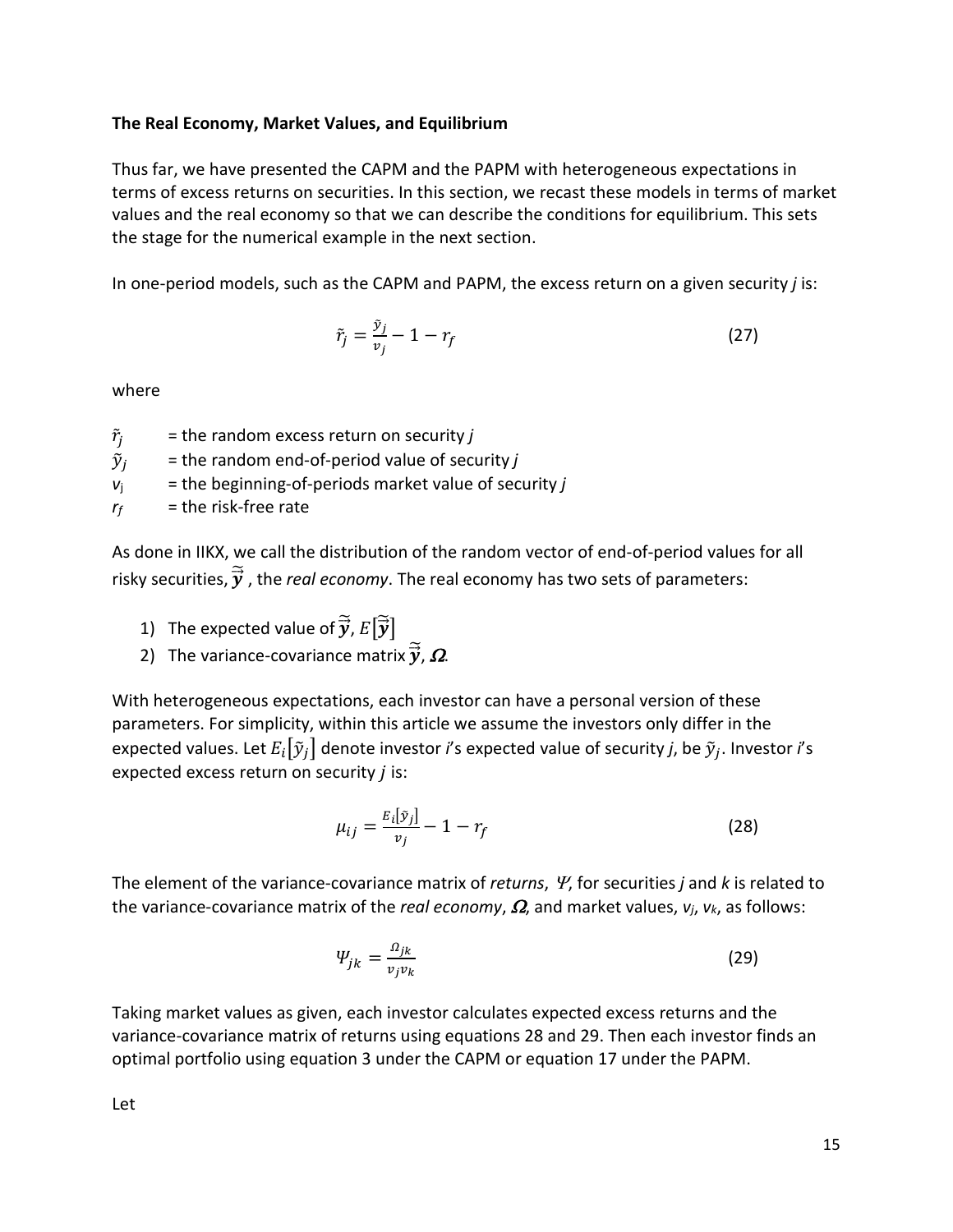**The Real Economy, Market Values, and Equilibrium**

Thus far, we have presented the CAPM and the PAPM with heterogeneous expectations in terms of excess returns on securities. In this section, we recast these models in terms of market values and the real economy so that we can describe the conditions for equilibrium. This sets the stage for the numerical example in the next section.

In one-period models, such as the CAPM and PAPM, the excess return on a given security *j* is:

$$\tilde{r}_j = \frac{\tilde{y}_j}{v_j} - 1 - r_f \tag{27}$$

where

$\tilde{r}_j$ = the random excess return on security *j*
$\tilde{y}_j$ = the random end-of-period value of security *j*
$v_j$ = the beginning-of-periods market value of security *j*
$r_f$ = the risk-free rate

As done in IIKX, we call the distribution of the random vector of end-of-period values for all risky securities, $\tilde{\vec{y}}$, the *real economy*. The real economy has two sets of parameters:

1) The expected value of $\tilde{\vec{y}}$, $E[\tilde{\vec{y}}]$
2) The variance-covariance matrix $\tilde{\vec{y}}$, $\boldsymbol{\Omega}$.

With heterogeneous expectations, each investor can have a personal version of these parameters. For simplicity, within this article we assume the investors only differ in the expected values. Let $E_i[\tilde{y}_j]$ denote investor *i*'s expected value of security *j*, be $\tilde{y}_j$. Investor *i*'s expected excess return on security *j* is:

$$\mu_{ij} = \frac{E_i[\tilde{y}_j]}{v_j} - 1 - r_f \tag{28}$$

The element of the variance-covariance matrix of *returns*, $\Psi$, for securities *j* and *k* is related to the variance-covariance matrix of the *real economy*, $\boldsymbol{\Omega}$, and market values, $v_j$, $v_k$, as follows:

$$\Psi_{jk} = \frac{\Omega_{jk}}{v_j v_k} \tag{29}$$

Taking market values as given, each investor calculates expected excess returns and the variance-covariance matrix of returns using equations 28 and 29. Then each investor finds an optimal portfolio using equation 3 under the CAPM or equation 17 under the PAPM.

Let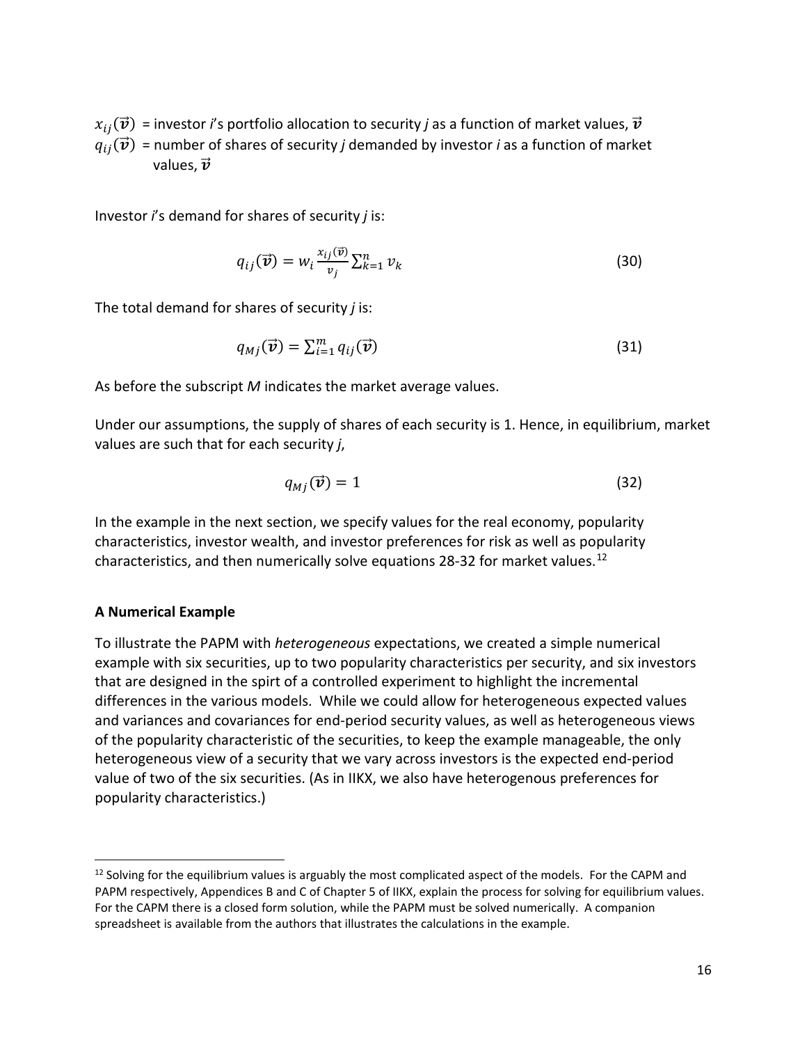$x_{ij}(\vec{v})$ = investor *i*'s portfolio allocation to security *j* as a function of market values, $\vec{v}$

$q_{ij}(\vec{v})$ = number of shares of security *j* demanded by investor *i* as a function of market values, $\vec{v}$

Investor *i*'s demand for shares of security *j* is:

$$q_{ij}(\vec{v}) = w_i \frac{x_{ij}(\vec{v})}{v_j} \sum_{k=1}^{n} v_k \tag{30}$$

The total demand for shares of security *j* is:

$$q_{Mj}(\vec{v}) = \sum_{i=1}^{m} q_{ij}(\vec{v}) \tag{31}$$

As before the subscript *M* indicates the market average values.

Under our assumptions, the supply of shares of each security is 1. Hence, in equilibrium, market values are such that for each security *j*,

$$q_{Mj}(\vec{v}) = 1 \tag{32}$$

In the example in the next section, we specify values for the real economy, popularity characteristics, investor wealth, and investor preferences for risk as well as popularity characteristics, and then numerically solve equations 28-32 for market values.[12]

**A Numerical Example**

To illustrate the PAPM with *heterogeneous* expectations, we created a simple numerical example with six securities, up to two popularity characteristics per security, and six investors that are designed in the spirt of a controlled experiment to highlight the incremental differences in the various models. While we could allow for heterogeneous expected values and variances and covariances for end-period security values, as well as heterogeneous views of the popularity characteristic of the securities, to keep the example manageable, the only heterogeneous view of a security that we vary across investors is the expected end-period value of two of the six securities. (As in IIKX, we also have heterogenous preferences for popularity characteristics.)

[12] Solving for the equilibrium values is arguably the most complicated aspect of the models. For the CAPM and PAPM respectively, Appendices B and C of Chapter 5 of IIKX, explain the process for solving for equilibrium values. For the CAPM there is a closed form solution, while the PAPM must be solved numerically. A companion spreadsheet is available from the authors that illustrates the calculations in the example.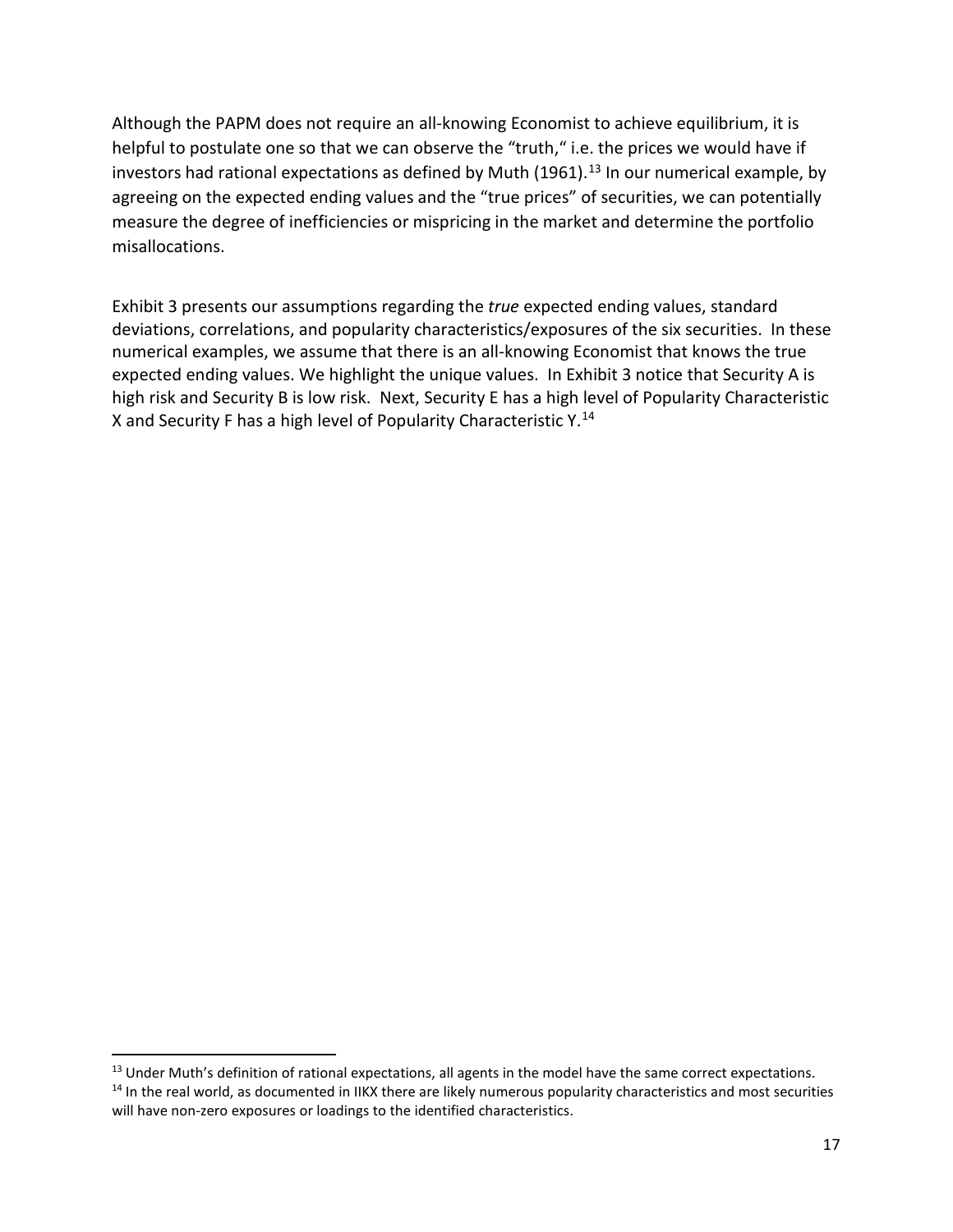Although the PAPM does not require an all-knowing Economist to achieve equilibrium, it is helpful to postulate one so that we can observe the "truth," i.e. the prices we would have if investors had rational expectations as defined by Muth (1961).[13] In our numerical example, by agreeing on the expected ending values and the "true prices" of securities, we can potentially measure the degree of inefficiencies or mispricing in the market and determine the portfolio misallocations.

Exhibit 3 presents our assumptions regarding the *true* expected ending values, standard deviations, correlations, and popularity characteristics/exposures of the six securities. In these numerical examples, we assume that there is an all-knowing Economist that knows the true expected ending values. We highlight the unique values. In Exhibit 3 notice that Security A is high risk and Security B is low risk. Next, Security E has a high level of Popularity Characteristic X and Security F has a high level of Popularity Characteristic Y.[14]

---

[13] Under Muth's definition of rational expectations, all agents in the model have the same correct expectations.

[14] In the real world, as documented in IIKX there are likely numerous popularity characteristics and most securities will have non-zero exposures or loadings to the identified characteristics.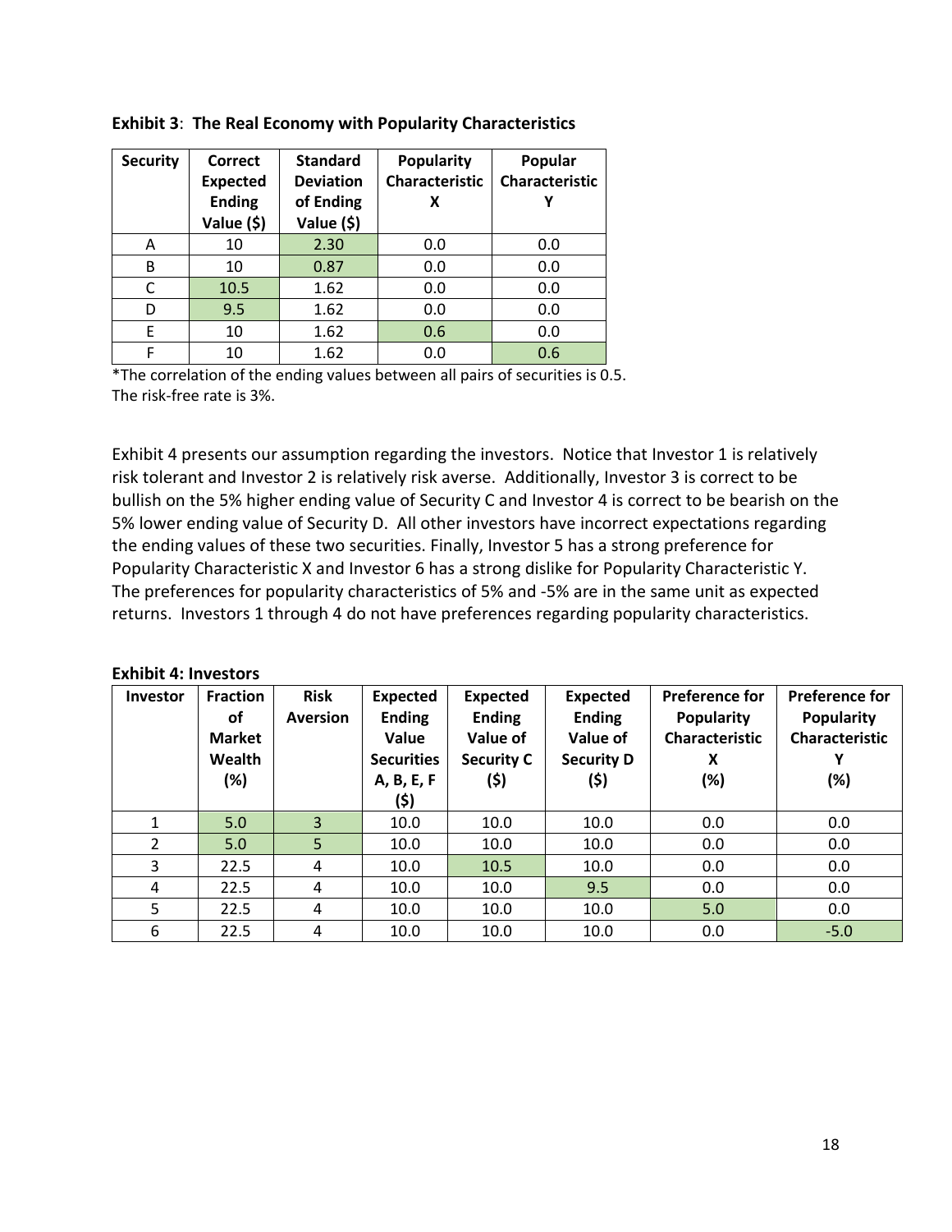**Exhibit 3**: **The Real Economy with Popularity Characteristics**

| Security | Correct Expected Ending Value ($) | Standard Deviation of Ending Value ($) | Popularity Characteristic X | Popular Characteristic Y |
|---|---|---|---|---|
| A | 10 | 2.30 | 0.0 | 0.0 |
| B | 10 | 0.87 | 0.0 | 0.0 |
| C | 10.5 | 1.62 | 0.0 | 0.0 |
| D | 9.5 | 1.62 | 0.0 | 0.0 |
| E | 10 | 1.62 | 0.6 | 0.0 |
| F | 10 | 1.62 | 0.0 | 0.6 |

*The correlation of the ending values between all pairs of securities is 0.5.
The risk-free rate is 3%.

Exhibit 4 presents our assumption regarding the investors. Notice that Investor 1 is relatively risk tolerant and Investor 2 is relatively risk averse. Additionally, Investor 3 is correct to be bullish on the 5% higher ending value of Security C and Investor 4 is correct to be bearish on the 5% lower ending value of Security D. All other investors have incorrect expectations regarding the ending values of these two securities. Finally, Investor 5 has a strong preference for Popularity Characteristic X and Investor 6 has a strong dislike for Popularity Characteristic Y. The preferences for popularity characteristics of 5% and -5% are in the same unit as expected returns. Investors 1 through 4 do not have preferences regarding popularity characteristics.

**Exhibit 4: Investors**

| Investor | Fraction of Market Wealth (%) | Risk Aversion | Expected Ending Value Securities A, B, E, F ($) | Expected Ending Value of Security C ($) | Expected Ending Value of Security D ($) | Preference for Popularity Characteristic X (%) | Preference for Popularity Characteristic Y (%) |
|---|---|---|---|---|---|---|---|
| 1 | 5.0 | 3 | 10.0 | 10.0 | 10.0 | 0.0 | 0.0 |
| 2 | 5.0 | 5 | 10.0 | 10.0 | 10.0 | 0.0 | 0.0 |
| 3 | 22.5 | 4 | 10.0 | 10.5 | 10.0 | 0.0 | 0.0 |
| 4 | 22.5 | 4 | 10.0 | 10.0 | 9.5 | 0.0 | 0.0 |
| 5 | 22.5 | 4 | 10.0 | 10.0 | 10.0 | 5.0 | 0.0 |
| 6 | 22.5 | 4 | 10.0 | 10.0 | 10.0 | 0.0 | -5.0 |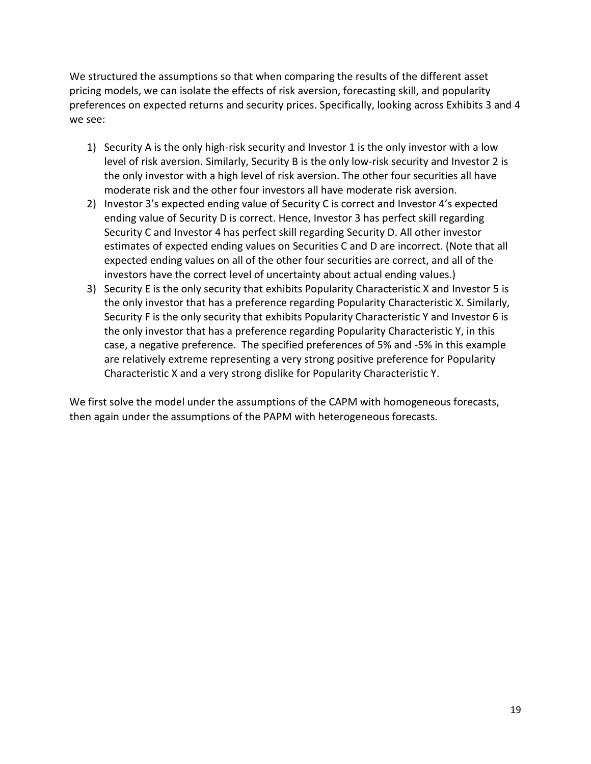We structured the assumptions so that when comparing the results of the different asset pricing models, we can isolate the effects of risk aversion, forecasting skill, and popularity preferences on expected returns and security prices. Specifically, looking across Exhibits 3 and 4 we see:

1) Security A is the only high-risk security and Investor 1 is the only investor with a low level of risk aversion. Similarly, Security B is the only low-risk security and Investor 2 is the only investor with a high level of risk aversion. The other four securities all have moderate risk and the other four investors all have moderate risk aversion.
2) Investor 3's expected ending value of Security C is correct and Investor 4's expected ending value of Security D is correct. Hence, Investor 3 has perfect skill regarding Security C and Investor 4 has perfect skill regarding Security D. All other investor estimates of expected ending values on Securities C and D are incorrect. (Note that all expected ending values on all of the other four securities are correct, and all of the investors have the correct level of uncertainty about actual ending values.)
3) Security E is the only security that exhibits Popularity Characteristic X and Investor 5 is the only investor that has a preference regarding Popularity Characteristic X. Similarly, Security F is the only security that exhibits Popularity Characteristic Y and Investor 6 is the only investor that has a preference regarding Popularity Characteristic Y, in this case, a negative preference. The specified preferences of 5% and -5% in this example are relatively extreme representing a very strong positive preference for Popularity Characteristic X and a very strong dislike for Popularity Characteristic Y.

We first solve the model under the assumptions of the CAPM with homogeneous forecasts, then again under the assumptions of the PAPM with heterogeneous forecasts.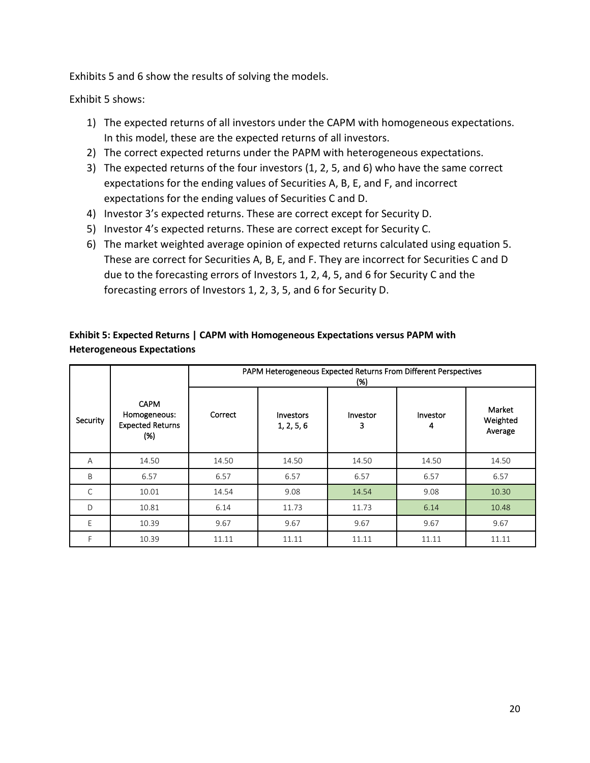Exhibits 5 and 6 show the results of solving the models.

Exhibit 5 shows:

1) The expected returns of all investors under the CAPM with homogeneous expectations. In this model, these are the expected returns of all investors.
2) The correct expected returns under the PAPM with heterogeneous expectations.
3) The expected returns of the four investors (1, 2, 5, and 6) who have the same correct expectations for the ending values of Securities A, B, E, and F, and incorrect expectations for the ending values of Securities C and D.
4) Investor 3's expected returns. These are correct except for Security D.
5) Investor 4's expected returns. These are correct except for Security C.
6) The market weighted average opinion of expected returns calculated using equation 5. These are correct for Securities A, B, E, and F. They are incorrect for Securities C and D due to the forecasting errors of Investors 1, 2, 4, 5, and 6 for Security C and the forecasting errors of Investors 1, 2, 3, 5, and 6 for Security D.

**Exhibit 5: Expected Returns | CAPM with Homogeneous Expectations versus PAPM with Heterogeneous Expectations**

| Security | CAPM Homogeneous: Expected Returns (%) | PAPM Heterogeneous Expected Returns From Different Perspectives (%) | | | | |
|---|---|---|---|---|---|---|
| | | Correct | Investors 1, 2, 5, 6 | Investor 3 | Investor 4 | Market Weighted Average |
| A | 14.50 | 14.50 | 14.50 | 14.50 | 14.50 | 14.50 |
| B | 6.57 | 6.57 | 6.57 | 6.57 | 6.57 | 6.57 |
| C | 10.01 | 14.54 | 9.08 | 14.54 | 9.08 | 10.30 |
| D | 10.81 | 6.14 | 11.73 | 11.73 | 6.14 | 10.48 |
| E | 10.39 | 9.67 | 9.67 | 9.67 | 9.67 | 9.67 |
| F | 10.39 | 11.11 | 11.11 | 11.11 | 11.11 | 11.11 |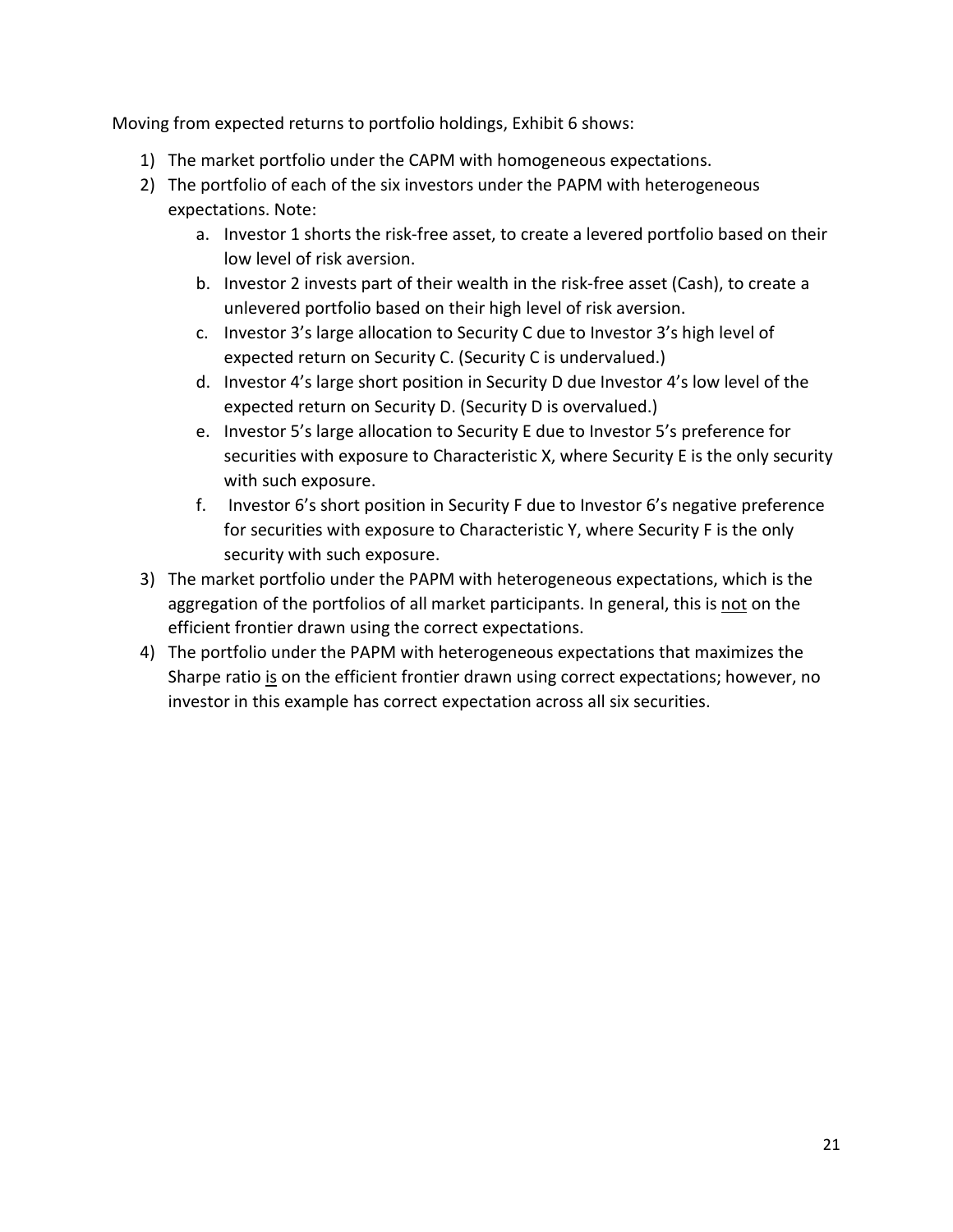Moving from expected returns to portfolio holdings, Exhibit 6 shows:

1) The market portfolio under the CAPM with homogeneous expectations.
2) The portfolio of each of the six investors under the PAPM with heterogeneous expectations. Note:
    a. Investor 1 shorts the risk-free asset, to create a levered portfolio based on their low level of risk aversion.
    b. Investor 2 invests part of their wealth in the risk-free asset (Cash), to create a unlevered portfolio based on their high level of risk aversion.
    c. Investor 3's large allocation to Security C due to Investor 3's high level of expected return on Security C. (Security C is undervalued.)
    d. Investor 4's large short position in Security D due Investor 4's low level of the expected return on Security D. (Security D is overvalued.)
    e. Investor 5's large allocation to Security E due to Investor 5's preference for securities with exposure to Characteristic X, where Security E is the only security with such exposure.
    f. Investor 6's short position in Security F due to Investor 6's negative preference for securities with exposure to Characteristic Y, where Security F is the only security with such exposure.
3) The market portfolio under the PAPM with heterogeneous expectations, which is the aggregation of the portfolios of all market participants. In general, this is <u>not</u> on the efficient frontier drawn using the correct expectations.
4) The portfolio under the PAPM with heterogeneous expectations that maximizes the Sharpe ratio <u>is</u> on the efficient frontier drawn using correct expectations; however, no investor in this example has correct expectation across all six securities.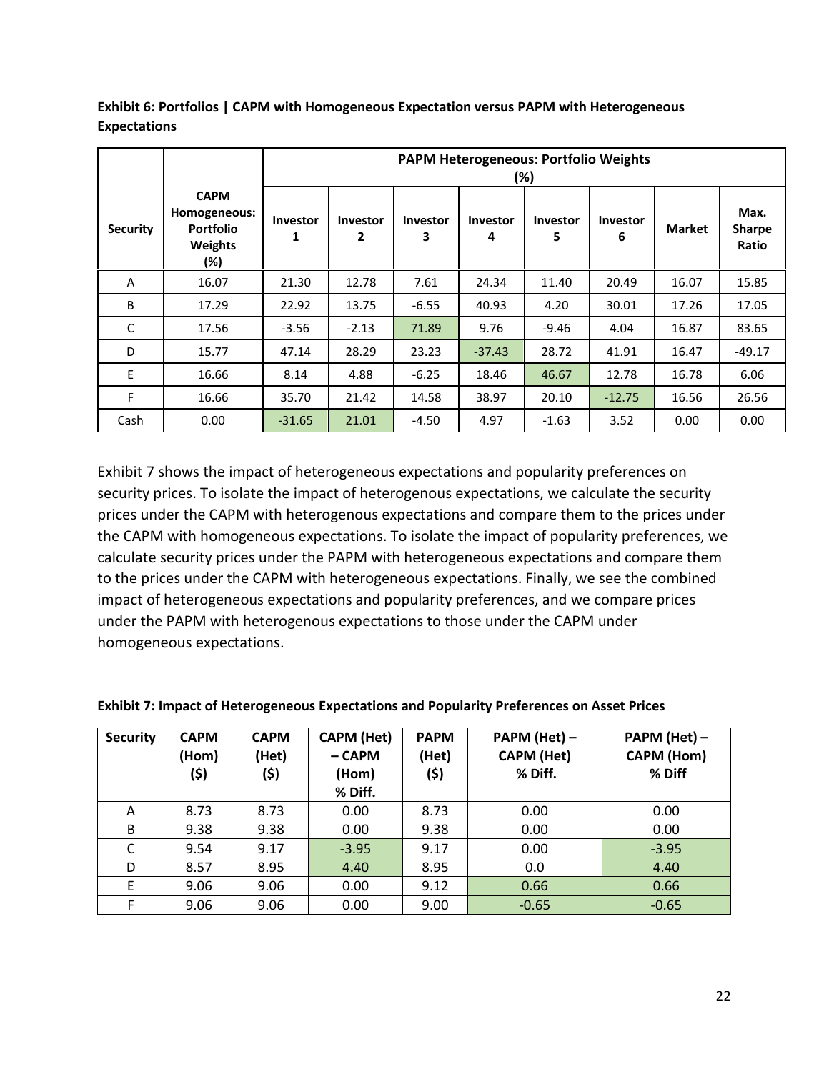**Exhibit 6: Portfolios | CAPM with Homogeneous Expectation versus PAPM with Heterogeneous Expectations**

| Security | CAPM Homogeneous: Portfolio Weights (%) | PAPM Heterogeneous: Portfolio Weights (%) | | | | | | | |
|---|---|---|---|---|---|---|---|---|---|
| | | Investor 1 | Investor 2 | Investor 3 | Investor 4 | Investor 5 | Investor 6 | Market | Max. Sharpe Ratio |
| A | 16.07 | 21.30 | 12.78 | 7.61 | 24.34 | 11.40 | 20.49 | 16.07 | 15.85 |
| B | 17.29 | 22.92 | 13.75 | -6.55 | 40.93 | 4.20 | 30.01 | 17.26 | 17.05 |
| C | 17.56 | -3.56 | -2.13 | 71.89 | 9.76 | -9.46 | 4.04 | 16.87 | 83.65 |
| D | 15.77 | 47.14 | 28.29 | 23.23 | -37.43 | 28.72 | 41.91 | 16.47 | -49.17 |
| E | 16.66 | 8.14 | 4.88 | -6.25 | 18.46 | 46.67 | 12.78 | 16.78 | 6.06 |
| F | 16.66 | 35.70 | 21.42 | 14.58 | 38.97 | 20.10 | -12.75 | 16.56 | 26.56 |
| Cash | 0.00 | -31.65 | 21.01 | -4.50 | 4.97 | -1.63 | 3.52 | 0.00 | 0.00 |

Exhibit 7 shows the impact of heterogeneous expectations and popularity preferences on security prices. To isolate the impact of heterogenous expectations, we calculate the security prices under the CAPM with heterogenous expectations and compare them to the prices under the CAPM with homogeneous expectations. To isolate the impact of popularity preferences, we calculate security prices under the PAPM with heterogeneous expectations and compare them to the prices under the CAPM with heterogeneous expectations. Finally, we see the combined impact of heterogeneous expectations and popularity preferences, and we compare prices under the PAPM with heterogenous expectations to those under the CAPM under homogeneous expectations.

**Exhibit 7: Impact of Heterogeneous Expectations and Popularity Preferences on Asset Prices**

| Security | CAPM (Hom) ($) | CAPM (Het) ($) | CAPM (Het) – CAPM (Hom) % Diff. | PAPM (Het) ($) | PAPM (Het) – CAPM (Het) % Diff. | PAPM (Het) – CAPM (Hom) % Diff |
|---|---|---|---|---|---|---|
| A | 8.73 | 8.73 | 0.00 | 8.73 | 0.00 | 0.00 |
| B | 9.38 | 9.38 | 0.00 | 9.38 | 0.00 | 0.00 |
| C | 9.54 | 9.17 | -3.95 | 9.17 | 0.00 | -3.95 |
| D | 8.57 | 8.95 | 4.40 | 8.95 | 0.0 | 4.40 |
| E | 9.06 | 9.06 | 0.00 | 9.12 | 0.66 | 0.66 |
| F | 9.06 | 9.06 | 0.00 | 9.00 | -0.65 | -0.65 |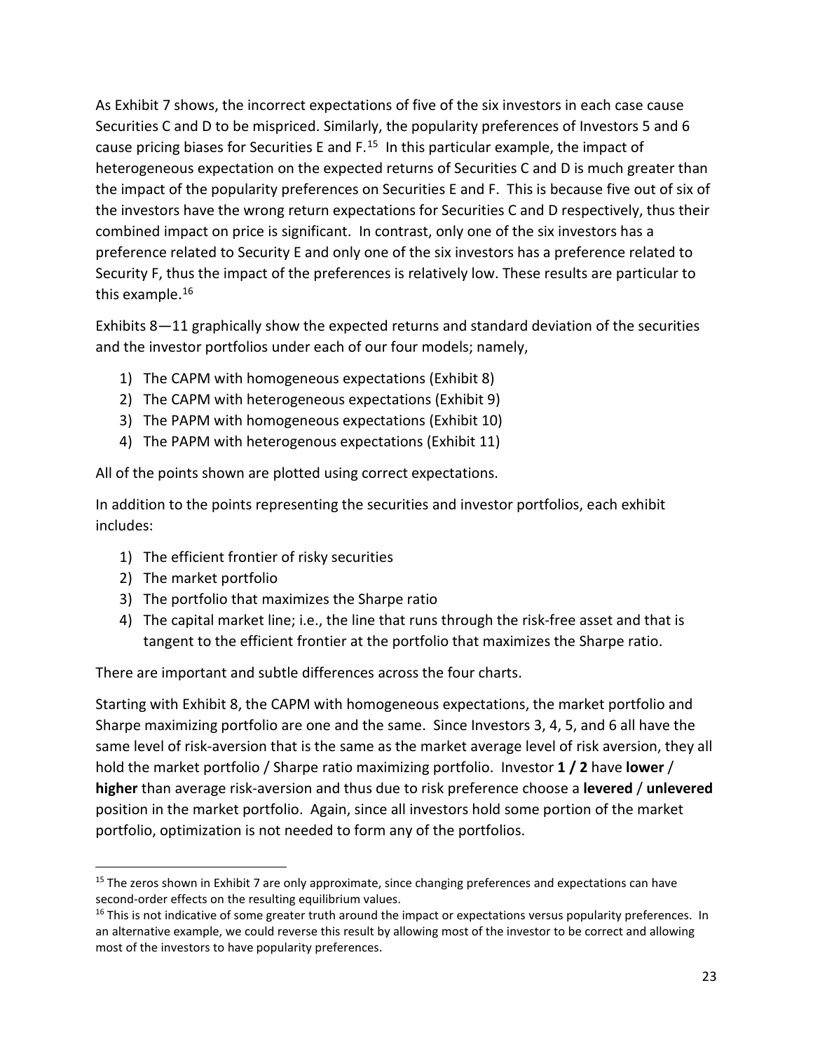As Exhibit 7 shows, the incorrect expectations of five of the six investors in each case cause Securities C and D to be mispriced. Similarly, the popularity preferences of Investors 5 and 6 cause pricing biases for Securities E and F.[15] In this particular example, the impact of heterogeneous expectation on the expected returns of Securities C and D is much greater than the impact of the popularity preferences on Securities E and F. This is because five out of six of the investors have the wrong return expectations for Securities C and D respectively, thus their combined impact on price is significant. In contrast, only one of the six investors has a preference related to Security E and only one of the six investors has a preference related to Security F, thus the impact of the preferences is relatively low. These results are particular to this example.[16]

Exhibits 8—11 graphically show the expected returns and standard deviation of the securities and the investor portfolios under each of our four models; namely,

1) The CAPM with homogeneous expectations (Exhibit 8)
2) The CAPM with heterogeneous expectations (Exhibit 9)
3) The PAPM with homogeneous expectations (Exhibit 10)
4) The PAPM with heterogenous expectations (Exhibit 11)

All of the points shown are plotted using correct expectations.

In addition to the points representing the securities and investor portfolios, each exhibit includes:

1) The efficient frontier of risky securities
2) The market portfolio
3) The portfolio that maximizes the Sharpe ratio
4) The capital market line; i.e., the line that runs through the risk-free asset and that is tangent to the efficient frontier at the portfolio that maximizes the Sharpe ratio.

There are important and subtle differences across the four charts.

Starting with Exhibit 8, the CAPM with homogeneous expectations, the market portfolio and Sharpe maximizing portfolio are one and the same. Since Investors 3, 4, 5, and 6 all have the same level of risk-aversion that is the same as the market average level of risk aversion, they all hold the market portfolio / Sharpe ratio maximizing portfolio. Investor **1 / 2** have **lower** / **higher** than average risk-aversion and thus due to risk preference choose a **levered** / **unlevered** position in the market portfolio. Again, since all investors hold some portion of the market portfolio, optimization is not needed to form any of the portfolios.

[15] The zeros shown in Exhibit 7 are only approximate, since changing preferences and expectations can have second-order effects on the resulting equilibrium values.

[16] This is not indicative of some greater truth around the impact or expectations versus popularity preferences. In an alternative example, we could reverse this result by allowing most of the investor to be correct and allowing most of the investors to have popularity preferences.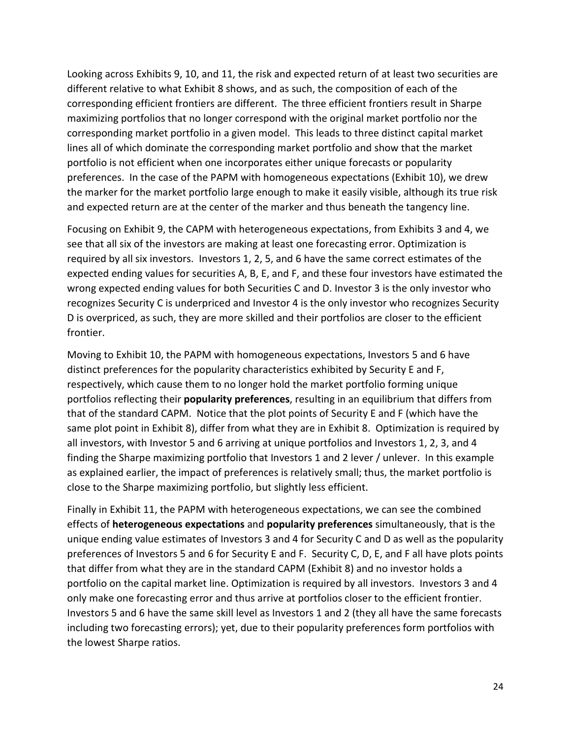Looking across Exhibits 9, 10, and 11, the risk and expected return of at least two securities are different relative to what Exhibit 8 shows, and as such, the composition of each of the corresponding efficient frontiers are different. The three efficient frontiers result in Sharpe maximizing portfolios that no longer correspond with the original market portfolio nor the corresponding market portfolio in a given model. This leads to three distinct capital market lines all of which dominate the corresponding market portfolio and show that the market portfolio is not efficient when one incorporates either unique forecasts or popularity preferences. In the case of the PAPM with homogeneous expectations (Exhibit 10), we drew the marker for the market portfolio large enough to make it easily visible, although its true risk and expected return are at the center of the marker and thus beneath the tangency line.

Focusing on Exhibit 9, the CAPM with heterogeneous expectations, from Exhibits 3 and 4, we see that all six of the investors are making at least one forecasting error. Optimization is required by all six investors. Investors 1, 2, 5, and 6 have the same correct estimates of the expected ending values for securities A, B, E, and F, and these four investors have estimated the wrong expected ending values for both Securities C and D. Investor 3 is the only investor who recognizes Security C is underpriced and Investor 4 is the only investor who recognizes Security D is overpriced, as such, they are more skilled and their portfolios are closer to the efficient frontier.

Moving to Exhibit 10, the PAPM with homogeneous expectations, Investors 5 and 6 have distinct preferences for the popularity characteristics exhibited by Security E and F, respectively, which cause them to no longer hold the market portfolio forming unique portfolios reflecting their **popularity preferences**, resulting in an equilibrium that differs from that of the standard CAPM. Notice that the plot points of Security E and F (which have the same plot point in Exhibit 8), differ from what they are in Exhibit 8. Optimization is required by all investors, with Investor 5 and 6 arriving at unique portfolios and Investors 1, 2, 3, and 4 finding the Sharpe maximizing portfolio that Investors 1 and 2 lever / unlever. In this example as explained earlier, the impact of preferences is relatively small; thus, the market portfolio is close to the Sharpe maximizing portfolio, but slightly less efficient.

Finally in Exhibit 11, the PAPM with heterogeneous expectations, we can see the combined effects of **heterogeneous expectations** and **popularity preferences** simultaneously, that is the unique ending value estimates of Investors 3 and 4 for Security C and D as well as the popularity preferences of Investors 5 and 6 for Security E and F. Security C, D, E, and F all have plots points that differ from what they are in the standard CAPM (Exhibit 8) and no investor holds a portfolio on the capital market line. Optimization is required by all investors. Investors 3 and 4 only make one forecasting error and thus arrive at portfolios closer to the efficient frontier. Investors 5 and 6 have the same skill level as Investors 1 and 2 (they all have the same forecasts including two forecasting errors); yet, due to their popularity preferences form portfolios with the lowest Sharpe ratios.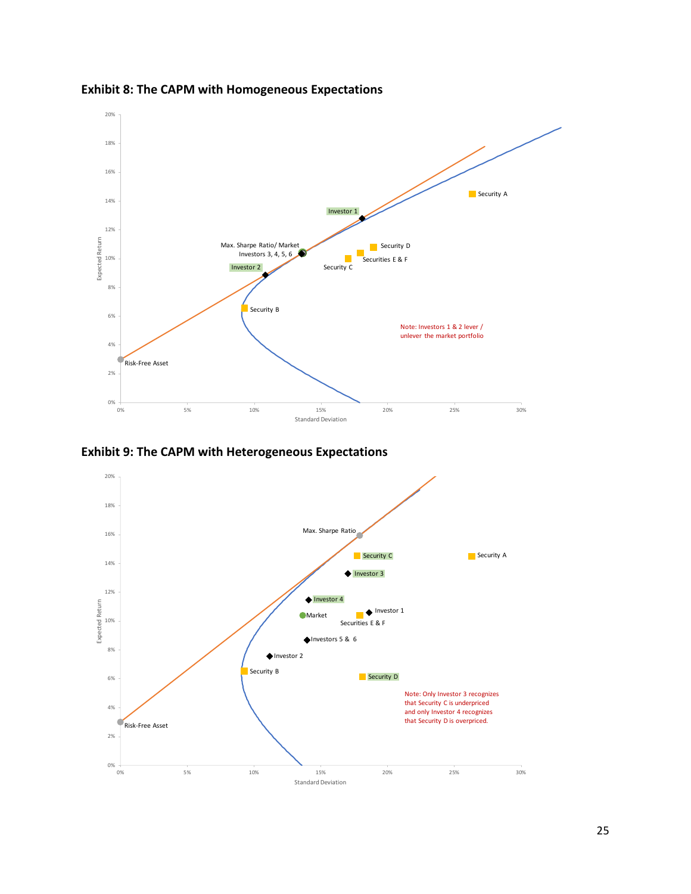**Exhibit 8: The CAPM with Homogeneous Expectations**

**Exhibit 9: The CAPM with Heterogeneous Expectations**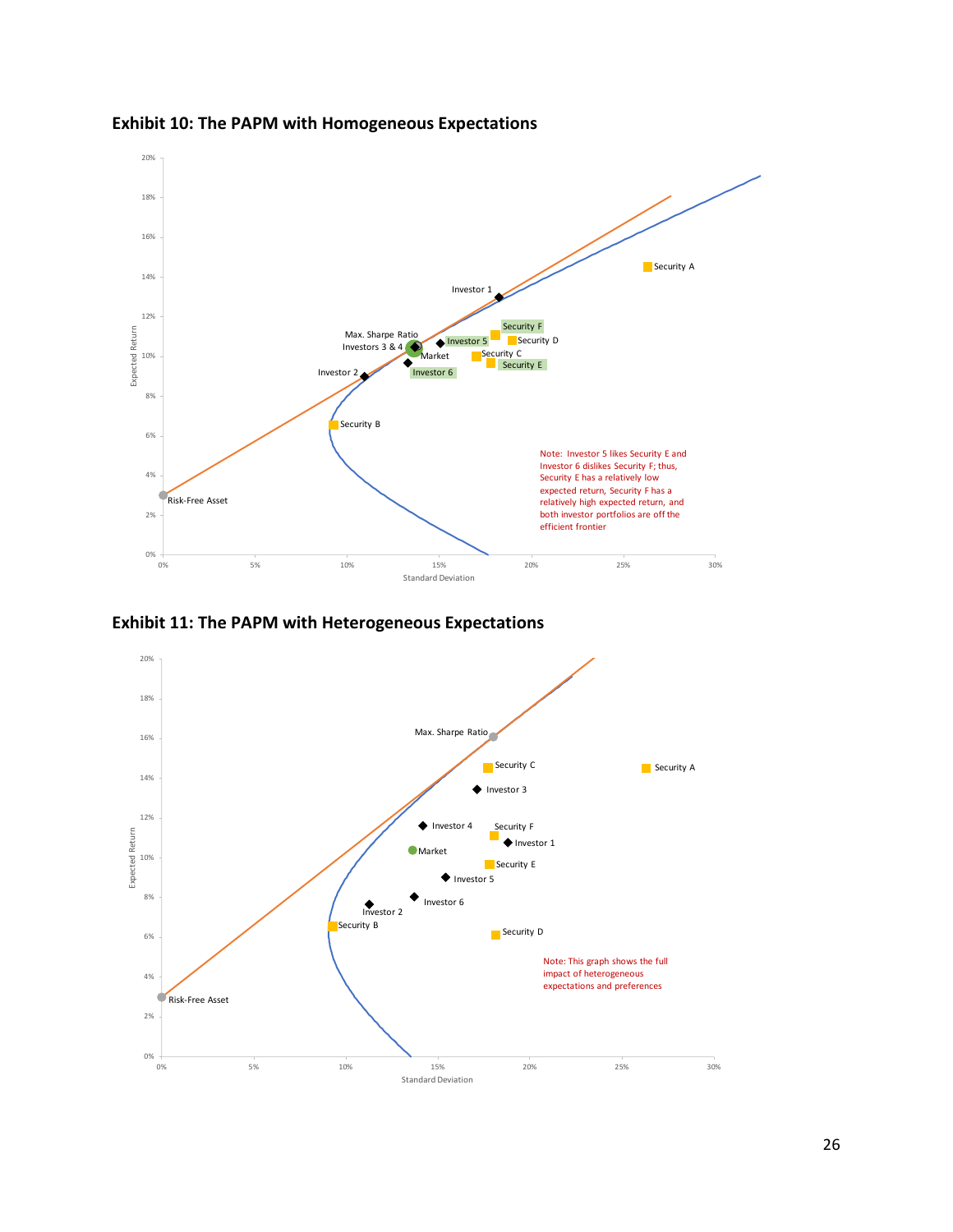**Exhibit 10: The PAPM with Homogeneous Expectations**

Note: Investor 5 likes Security E and Investor 6 dislikes Security F; thus, Security E has a relatively low expected return, Security F has a relatively high expected return, and both investor portfolios are off the efficient frontier

**Exhibit 11: The PAPM with Heterogeneous Expectations**

Note: This graph shows the full impact of heterogeneous expectations and preferences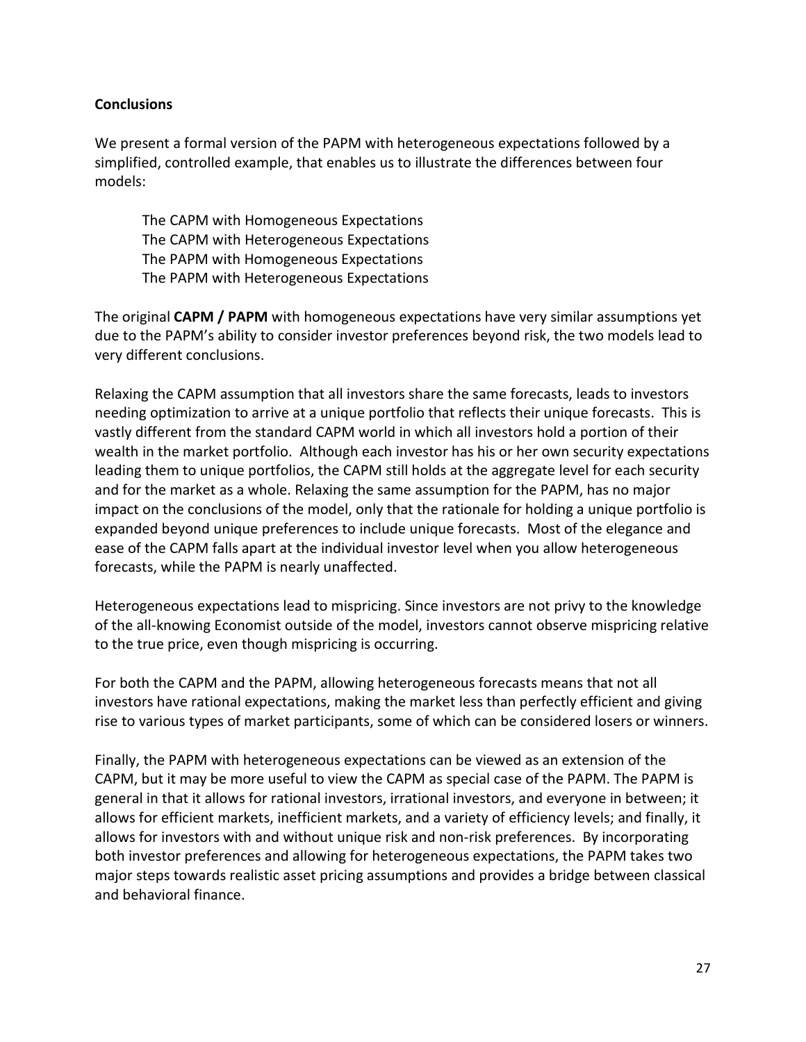**Conclusions**

We present a formal version of the PAPM with heterogeneous expectations followed by a simplified, controlled example, that enables us to illustrate the differences between four models:

The CAPM with Homogeneous Expectations
The CAPM with Heterogeneous Expectations
The PAPM with Homogeneous Expectations
The PAPM with Heterogeneous Expectations

The original **CAPM / PAPM** with homogeneous expectations have very similar assumptions yet due to the PAPM's ability to consider investor preferences beyond risk, the two models lead to very different conclusions.

Relaxing the CAPM assumption that all investors share the same forecasts, leads to investors needing optimization to arrive at a unique portfolio that reflects their unique forecasts. This is vastly different from the standard CAPM world in which all investors hold a portion of their wealth in the market portfolio. Although each investor has his or her own security expectations leading them to unique portfolios, the CAPM still holds at the aggregate level for each security and for the market as a whole. Relaxing the same assumption for the PAPM, has no major impact on the conclusions of the model, only that the rationale for holding a unique portfolio is expanded beyond unique preferences to include unique forecasts. Most of the elegance and ease of the CAPM falls apart at the individual investor level when you allow heterogeneous forecasts, while the PAPM is nearly unaffected.

Heterogeneous expectations lead to mispricing. Since investors are not privy to the knowledge of the all-knowing Economist outside of the model, investors cannot observe mispricing relative to the true price, even though mispricing is occurring.

For both the CAPM and the PAPM, allowing heterogeneous forecasts means that not all investors have rational expectations, making the market less than perfectly efficient and giving rise to various types of market participants, some of which can be considered losers or winners.

Finally, the PAPM with heterogeneous expectations can be viewed as an extension of the CAPM, but it may be more useful to view the CAPM as special case of the PAPM. The PAPM is general in that it allows for rational investors, irrational investors, and everyone in between; it allows for efficient markets, inefficient markets, and a variety of efficiency levels; and finally, it allows for investors with and without unique risk and non-risk preferences. By incorporating both investor preferences and allowing for heterogeneous expectations, the PAPM takes two major steps towards realistic asset pricing assumptions and provides a bridge between classical and behavioral finance.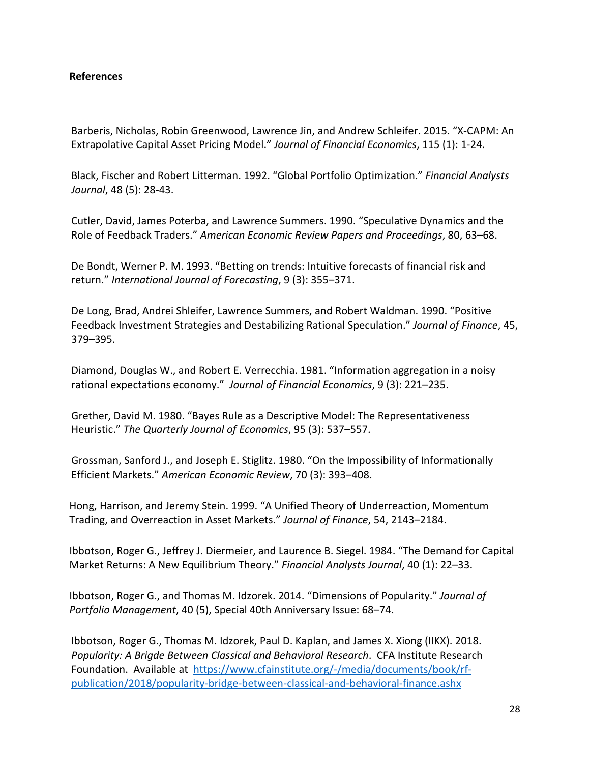**References**

Barberis, Nicholas, Robin Greenwood, Lawrence Jin, and Andrew Schleifer. 2015. "X-CAPM: An Extrapolative Capital Asset Pricing Model." *Journal of Financial Economics*, 115 (1): 1-24.

Black, Fischer and Robert Litterman. 1992. "Global Portfolio Optimization." *Financial Analysts Journal*, 48 (5): 28-43.

Cutler, David, James Poterba, and Lawrence Summers. 1990. "Speculative Dynamics and the Role of Feedback Traders." *American Economic Review Papers and Proceedings*, 80, 63–68.

De Bondt, Werner P. M. 1993. "Betting on trends: Intuitive forecasts of financial risk and return." *International Journal of Forecasting*, 9 (3): 355–371.

De Long, Brad, Andrei Shleifer, Lawrence Summers, and Robert Waldman. 1990. "Positive Feedback Investment Strategies and Destabilizing Rational Speculation." *Journal of Finance*, 45, 379–395.

Diamond, Douglas W., and Robert E. Verrecchia. 1981. "Information aggregation in a noisy rational expectations economy." *Journal of Financial Economics*, 9 (3): 221–235.

Grether, David M. 1980. "Bayes Rule as a Descriptive Model: The Representativeness Heuristic." *The Quarterly Journal of Economics*, 95 (3): 537–557.

Grossman, Sanford J., and Joseph E. Stiglitz. 1980. "On the Impossibility of Informationally Efficient Markets." *American Economic Review*, 70 (3): 393–408.

Hong, Harrison, and Jeremy Stein. 1999. "A Unified Theory of Underreaction, Momentum Trading, and Overreaction in Asset Markets." *Journal of Finance*, 54, 2143–2184.

Ibbotson, Roger G., Jeffrey J. Diermeier, and Laurence B. Siegel. 1984. "The Demand for Capital Market Returns: A New Equilibrium Theory." *Financial Analysts Journal*, 40 (1): 22–33.

Ibbotson, Roger G., and Thomas M. Idzorek. 2014. "Dimensions of Popularity." *Journal of Portfolio Management*, 40 (5), Special 40th Anniversary Issue: 68–74.

Ibbotson, Roger G., Thomas M. Idzorek, Paul D. Kaplan, and James X. Xiong (IIKX). 2018. *Popularity: A Brigde Between Classical and Behavioral Research*. CFA Institute Research Foundation. Available at https://www.cfainstitute.org/-/media/documents/book/rf-publication/2018/popularity-bridge-between-classical-and-behavioral-finance.ashx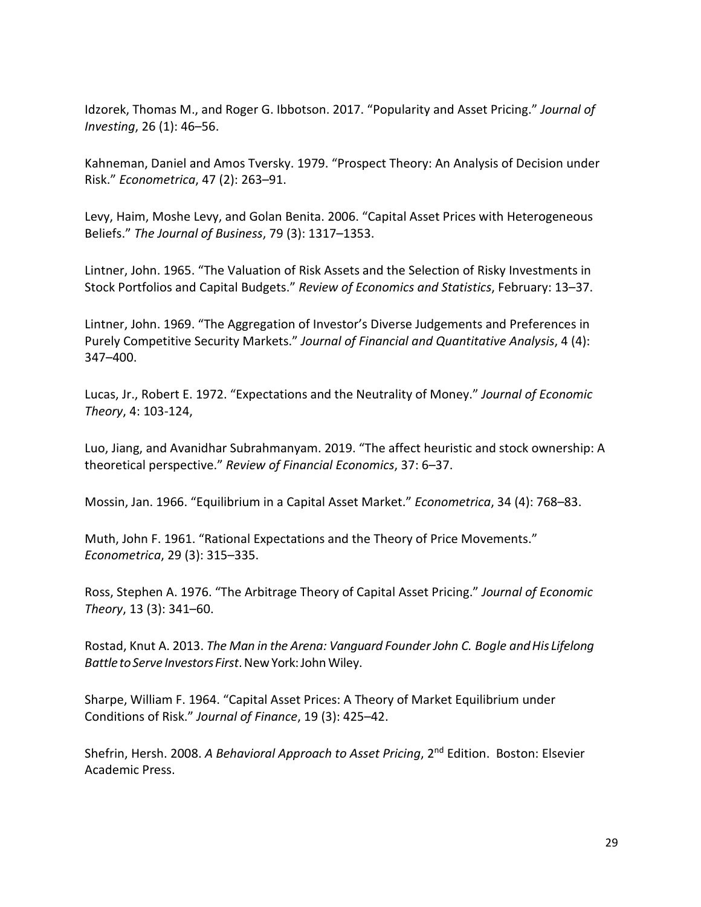Idzorek, Thomas M., and Roger G. Ibbotson. 2017. "Popularity and Asset Pricing." *Journal of Investing*, 26 (1): 46–56.

Kahneman, Daniel and Amos Tversky. 1979. "Prospect Theory: An Analysis of Decision under Risk." *Econometrica*, 47 (2): 263–91.

Levy, Haim, Moshe Levy, and Golan Benita. 2006. "Capital Asset Prices with Heterogeneous Beliefs." *The Journal of Business*, 79 (3): 1317–1353.

Lintner, John. 1965. "The Valuation of Risk Assets and the Selection of Risky Investments in Stock Portfolios and Capital Budgets." *Review of Economics and Statistics*, February: 13–37.

Lintner, John. 1969. "The Aggregation of Investor's Diverse Judgements and Preferences in Purely Competitive Security Markets." *Journal of Financial and Quantitative Analysis*, 4 (4): 347–400.

Lucas, Jr., Robert E. 1972. "Expectations and the Neutrality of Money." *Journal of Economic Theory*, 4: 103-124,

Luo, Jiang, and Avanidhar Subrahmanyam. 2019. "The affect heuristic and stock ownership: A theoretical perspective." *Review of Financial Economics*, 37: 6–37.

Mossin, Jan. 1966. "Equilibrium in a Capital Asset Market." *Econometrica*, 34 (4): 768–83.

Muth, John F. 1961. "Rational Expectations and the Theory of Price Movements." *Econometrica*, 29 (3): 315–335.

Ross, Stephen A. 1976. "The Arbitrage Theory of Capital Asset Pricing." *Journal of Economic Theory*, 13 (3): 341–60.

Rostad, Knut A. 2013. *The Man in the Arena: Vanguard Founder John C. Bogle and His Lifelong Battle to Serve Investors First*. New York: John Wiley.

Sharpe, William F. 1964. "Capital Asset Prices: A Theory of Market Equilibrium under Conditions of Risk." *Journal of Finance*, 19 (3): 425–42.

Shefrin, Hersh. 2008. *A Behavioral Approach to Asset Pricing*, 2nd Edition. Boston: Elsevier Academic Press.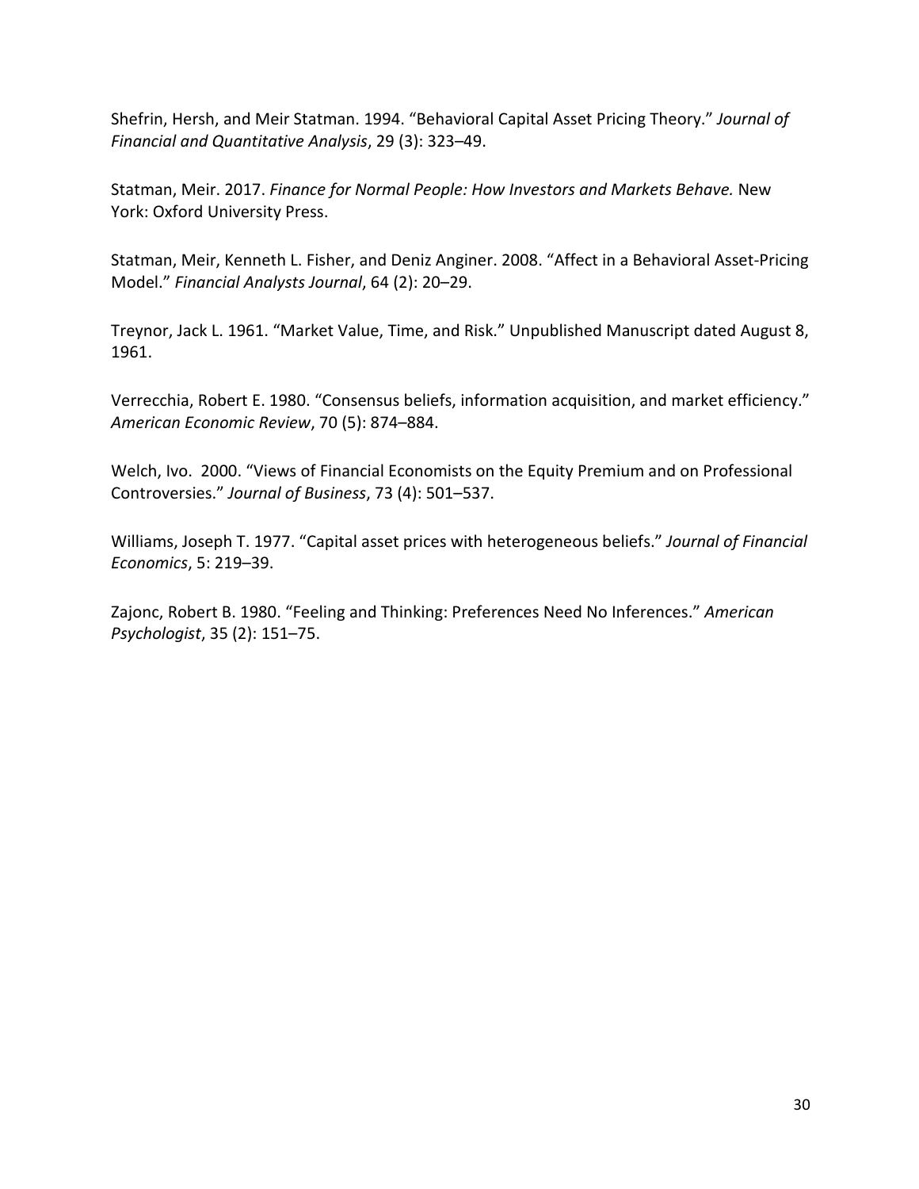Shefrin, Hersh, and Meir Statman. 1994. “Behavioral Capital Asset Pricing Theory.” *Journal of Financial and Quantitative Analysis*, 29 (3): 323–49.

Statman, Meir. 2017. *Finance for Normal People: How Investors and Markets Behave.* New York: Oxford University Press.

Statman, Meir, Kenneth L. Fisher, and Deniz Anginer. 2008. “Affect in a Behavioral Asset-Pricing Model.” *Financial Analysts Journal*, 64 (2): 20–29.

Treynor, Jack L. 1961. “Market Value, Time, and Risk.” Unpublished Manuscript dated August 8, 1961.

Verrecchia, Robert E. 1980. “Consensus beliefs, information acquisition, and market efficiency.” *American Economic Review*, 70 (5): 874–884.

Welch, Ivo. 2000. “Views of Financial Economists on the Equity Premium and on Professional Controversies.” *Journal of Business*, 73 (4): 501–537.

Williams, Joseph T. 1977. “Capital asset prices with heterogeneous beliefs.” *Journal of Financial Economics*, 5: 219–39.

Zajonc, Robert B. 1980. “Feeling and Thinking: Preferences Need No Inferences.” *American Psychologist*, 35 (2): 151–75.